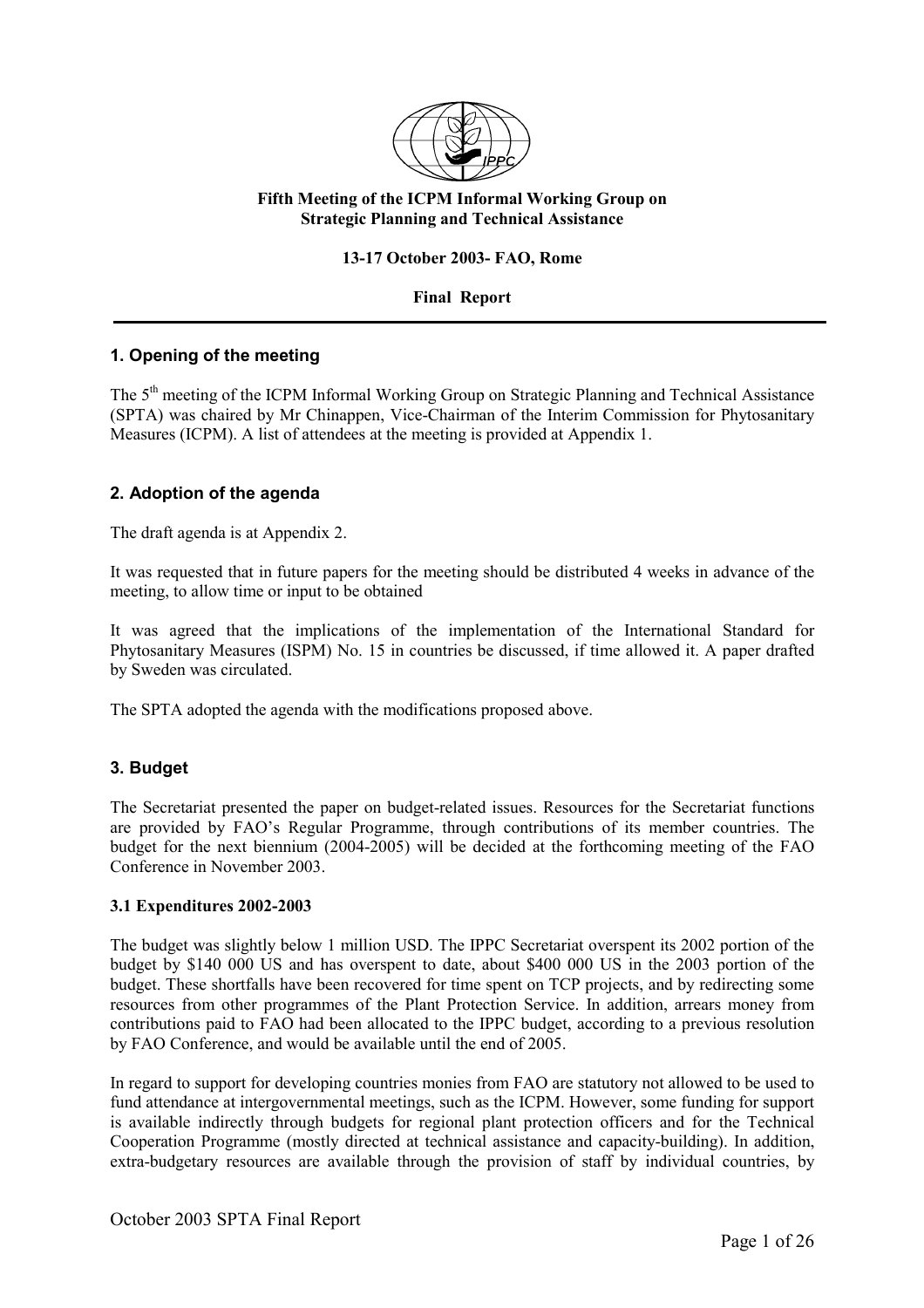**Fifth Meeting of the ICPM Informal Working Group on Strategic Planning and Technical Assistance**

**13-17 October 2003- FAO, Rome**

**Final Report**

---

## 1. Opening of the meeting

The 5th meeting of the ICPM Informal Working Group on Strategic Planning and Technical Assistance (SPTA) was chaired by Mr Chinappen, Vice-Chairman of the Interim Commission for Phytosanitary Measures (ICPM). A list of attendees at the meeting is provided at Appendix 1.

## 2. Adoption of the agenda

The draft agenda is at Appendix 2.

It was requested that in future papers for the meeting should be distributed 4 weeks in advance of the meeting, to allow time or input to be obtained

It was agreed that the implications of the implementation of the International Standard for Phytosanitary Measures (ISPM) No. 15 in countries be discussed, if time allowed it. A paper drafted by Sweden was circulated.

The SPTA adopted the agenda with the modifications proposed above.

## 3. Budget

The Secretariat presented the paper on budget-related issues. Resources for the Secretariat functions are provided by FAO's Regular Programme, through contributions of its member countries. The budget for the next biennium (2004-2005) will be decided at the forthcoming meeting of the FAO Conference in November 2003.

### 3.1 Expenditures 2002-2003

The budget was slightly below 1 million USD. The IPPC Secretariat overspent its 2002 portion of the budget by $140 000 US and has overspent to date, about $400 000 US in the 2003 portion of the budget. These shortfalls have been recovered for time spent on TCP projects, and by redirecting some resources from other programmes of the Plant Protection Service. In addition, arrears money from contributions paid to FAO had been allocated to the IPPC budget, according to a previous resolution by FAO Conference, and would be available until the end of 2005.

In regard to support for developing countries monies from FAO are statutory not allowed to be used to fund attendance at intergovernmental meetings, such as the ICPM. However, some funding for support is available indirectly through budgets for regional plant protection officers and for the Technical Cooperation Programme (mostly directed at technical assistance and capacity-building). In addition, extra-budgetary resources are available through the provision of staff by individual countries, by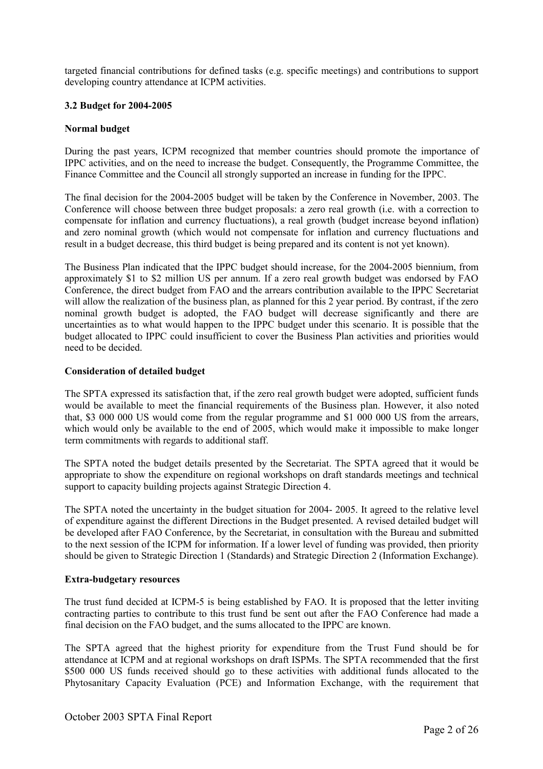targeted financial contributions for defined tasks (e.g. specific meetings) and contributions to support developing country attendance at ICPM activities.

### 3.2 Budget for 2004-2005

**Normal budget**

During the past years, ICPM recognized that member countries should promote the importance of IPPC activities, and on the need to increase the budget. Consequently, the Programme Committee, the Finance Committee and the Council all strongly supported an increase in funding for the IPPC.

The final decision for the 2004-2005 budget will be taken by the Conference in November, 2003. The Conference will choose between three budget proposals: a zero real growth (i.e. with a correction to compensate for inflation and currency fluctuations), a real growth (budget increase beyond inflation) and zero nominal growth (which would not compensate for inflation and currency fluctuations and result in a budget decrease, this third budget is being prepared and its content is not yet known).

The Business Plan indicated that the IPPC budget should increase, for the 2004-2005 biennium, from approximately $1 to $2 million US per annum. If a zero real growth budget was endorsed by FAO Conference, the direct budget from FAO and the arrears contribution available to the IPPC Secretariat will allow the realization of the business plan, as planned for this 2 year period. By contrast, if the zero nominal growth budget is adopted, the FAO budget will decrease significantly and there are uncertainties as to what would happen to the IPPC budget under this scenario. It is possible that the budget allocated to IPPC could insufficient to cover the Business Plan activities and priorities would need to be decided.

**Consideration of detailed budget**

The SPTA expressed its satisfaction that, if the zero real growth budget were adopted, sufficient funds would be available to meet the financial requirements of the Business plan. However, it also noted that, $3 000 000 US would come from the regular programme and $1 000 000 US from the arrears, which would only be available to the end of 2005, which would make it impossible to make longer term commitments with regards to additional staff.

The SPTA noted the budget details presented by the Secretariat. The SPTA agreed that it would be appropriate to show the expenditure on regional workshops on draft standards meetings and technical support to capacity building projects against Strategic Direction 4.

The SPTA noted the uncertainty in the budget situation for 2004- 2005. It agreed to the relative level of expenditure against the different Directions in the Budget presented. A revised detailed budget will be developed after FAO Conference, by the Secretariat, in consultation with the Bureau and submitted to the next session of the ICPM for information. If a lower level of funding was provided, then priority should be given to Strategic Direction 1 (Standards) and Strategic Direction 2 (Information Exchange).

**Extra-budgetary resources**

The trust fund decided at ICPM-5 is being established by FAO. It is proposed that the letter inviting contracting parties to contribute to this trust fund be sent out after the FAO Conference had made a final decision on the FAO budget, and the sums allocated to the IPPC are known.

The SPTA agreed that the highest priority for expenditure from the Trust Fund should be for attendance at ICPM and at regional workshops on draft ISPMs. The SPTA recommended that the first $500 000 US funds received should go to these activities with additional funds allocated to the Phytosanitary Capacity Evaluation (PCE) and Information Exchange, with the requirement that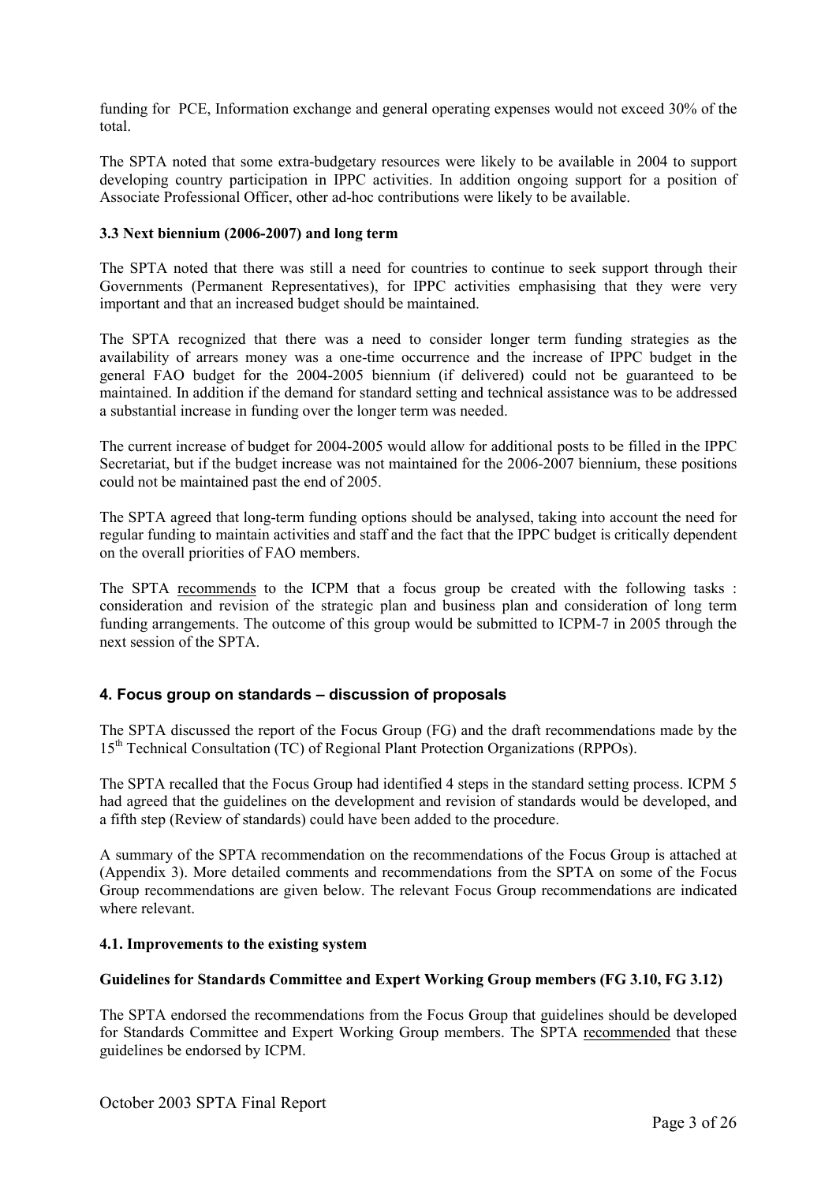funding for PCE, Information exchange and general operating expenses would not exceed 30% of the total.

The SPTA noted that some extra-budgetary resources were likely to be available in 2004 to support developing country participation in IPPC activities. In addition ongoing support for a position of Associate Professional Officer, other ad-hoc contributions were likely to be available.

### 3.3 Next biennium (2006-2007) and long term

The SPTA noted that there was still a need for countries to continue to seek support through their Governments (Permanent Representatives), for IPPC activities emphasising that they were very important and that an increased budget should be maintained.

The SPTA recognized that there was a need to consider longer term funding strategies as the availability of arrears money was a one-time occurrence and the increase of IPPC budget in the general FAO budget for the 2004-2005 biennium (if delivered) could not be guaranteed to be maintained. In addition if the demand for standard setting and technical assistance was to be addressed a substantial increase in funding over the longer term was needed.

The current increase of budget for 2004-2005 would allow for additional posts to be filled in the IPPC Secretariat, but if the budget increase was not maintained for the 2006-2007 biennium, these positions could not be maintained past the end of 2005.

The SPTA agreed that long-term funding options should be analysed, taking into account the need for regular funding to maintain activities and staff and the fact that the IPPC budget is critically dependent on the overall priorities of FAO members.

The SPTA recommends to the ICPM that a focus group be created with the following tasks : consideration and revision of the strategic plan and business plan and consideration of long term funding arrangements. The outcome of this group would be submitted to ICPM-7 in 2005 through the next session of the SPTA.

## 4. Focus group on standards – discussion of proposals

The SPTA discussed the report of the Focus Group (FG) and the draft recommendations made by the 15th Technical Consultation (TC) of Regional Plant Protection Organizations (RPPOs).

The SPTA recalled that the Focus Group had identified 4 steps in the standard setting process. ICPM 5 had agreed that the guidelines on the development and revision of standards would be developed, and a fifth step (Review of standards) could have been added to the procedure.

A summary of the SPTA recommendation on the recommendations of the Focus Group is attached at (Appendix 3). More detailed comments and recommendations from the SPTA on some of the Focus Group recommendations are given below. The relevant Focus Group recommendations are indicated where relevant.

### 4.1. Improvements to the existing system

**Guidelines for Standards Committee and Expert Working Group members (FG 3.10, FG 3.12)**

The SPTA endorsed the recommendations from the Focus Group that guidelines should be developed for Standards Committee and Expert Working Group members. The SPTA recommended that these guidelines be endorsed by ICPM.

October 2003 SPTA Final Report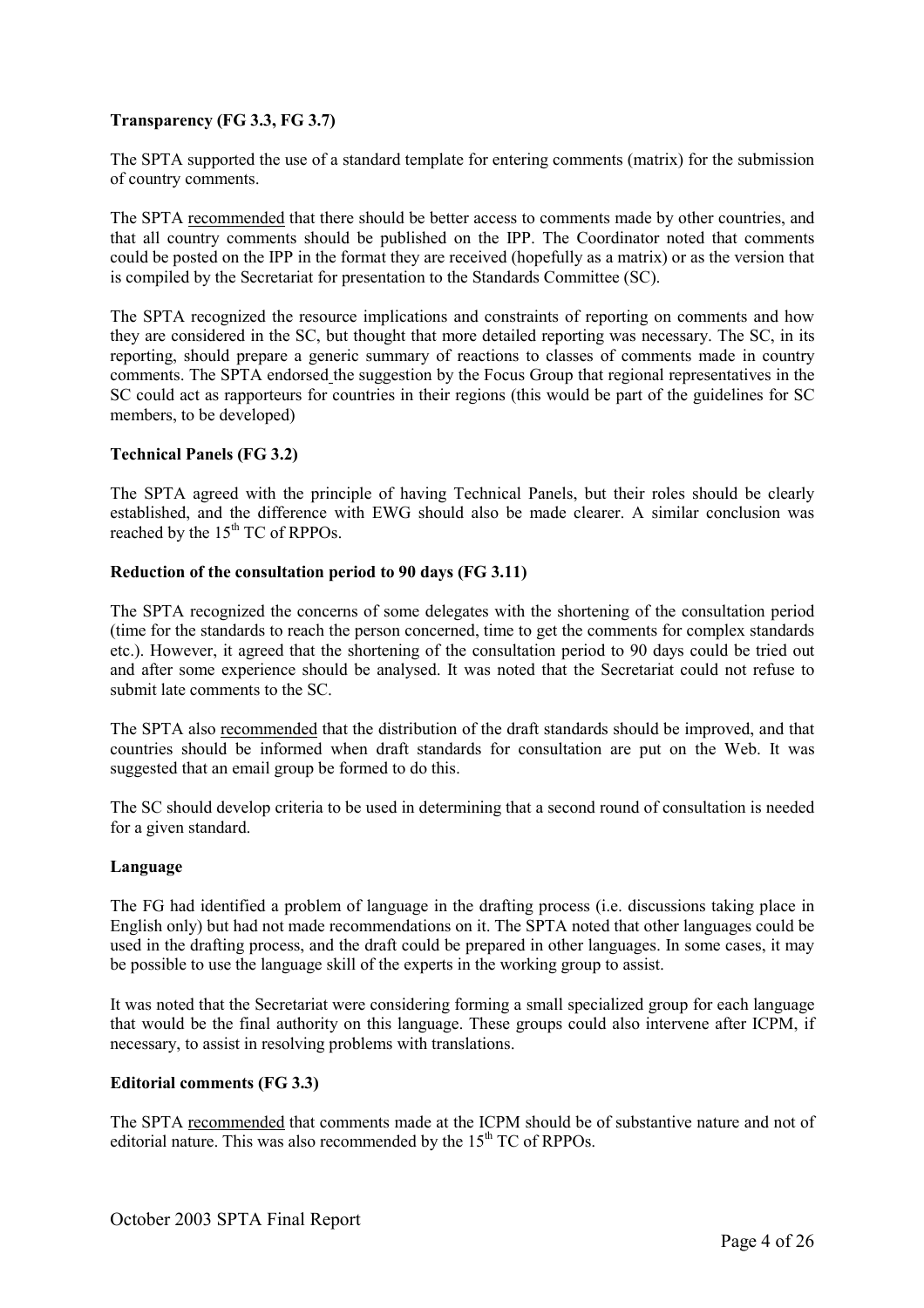**Transparency (FG 3.3, FG 3.7)**

The SPTA supported the use of a standard template for entering comments (matrix) for the submission of country comments.

The SPTA recommended that there should be better access to comments made by other countries, and that all country comments should be published on the IPP. The Coordinator noted that comments could be posted on the IPP in the format they are received (hopefully as a matrix) or as the version that is compiled by the Secretariat for presentation to the Standards Committee (SC).

The SPTA recognized the resource implications and constraints of reporting on comments and how they are considered in the SC, but thought that more detailed reporting was necessary. The SC, in its reporting, should prepare a generic summary of reactions to classes of comments made in country comments. The SPTA endorsed the suggestion by the Focus Group that regional representatives in the SC could act as rapporteurs for countries in their regions (this would be part of the guidelines for SC members, to be developed)

**Technical Panels (FG 3.2)**

The SPTA agreed with the principle of having Technical Panels, but their roles should be clearly established, and the difference with EWG should also be made clearer. A similar conclusion was reached by the 15th TC of RPPOs.

**Reduction of the consultation period to 90 days (FG 3.11)**

The SPTA recognized the concerns of some delegates with the shortening of the consultation period (time for the standards to reach the person concerned, time to get the comments for complex standards etc.). However, it agreed that the shortening of the consultation period to 90 days could be tried out and after some experience should be analysed. It was noted that the Secretariat could not refuse to submit late comments to the SC.

The SPTA also recommended that the distribution of the draft standards should be improved, and that countries should be informed when draft standards for consultation are put on the Web. It was suggested that an email group be formed to do this.

The SC should develop criteria to be used in determining that a second round of consultation is needed for a given standard.

**Language**

The FG had identified a problem of language in the drafting process (i.e. discussions taking place in English only) but had not made recommendations on it. The SPTA noted that other languages could be used in the drafting process, and the draft could be prepared in other languages. In some cases, it may be possible to use the language skill of the experts in the working group to assist.

It was noted that the Secretariat were considering forming a small specialized group for each language that would be the final authority on this language. These groups could also intervene after ICPM, if necessary, to assist in resolving problems with translations.

**Editorial comments (FG 3.3)**

The SPTA recommended that comments made at the ICPM should be of substantive nature and not of editorial nature. This was also recommended by the 15th TC of RPPOs.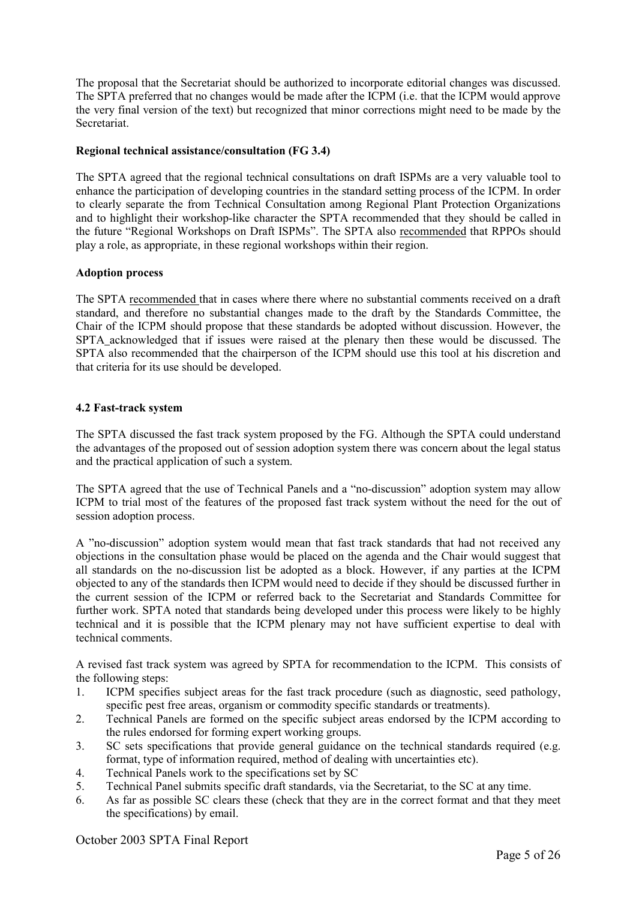The proposal that the Secretariat should be authorized to incorporate editorial changes was discussed. The SPTA preferred that no changes would be made after the ICPM (i.e. that the ICPM would approve the very final version of the text) but recognized that minor corrections might need to be made by the Secretariat.

**Regional technical assistance/consultation (FG 3.4)**

The SPTA agreed that the regional technical consultations on draft ISPMs are a very valuable tool to enhance the participation of developing countries in the standard setting process of the ICPM. In order to clearly separate the from Technical Consultation among Regional Plant Protection Organizations and to highlight their workshop-like character the SPTA recommended that they should be called in the future "Regional Workshops on Draft ISPMs". The SPTA also recommended that RPPOs should play a role, as appropriate, in these regional workshops within their region.

**Adoption process**

The SPTA recommended that in cases where there where no substantial comments received on a draft standard, and therefore no substantial changes made to the draft by the Standards Committee, the Chair of the ICPM should propose that these standards be adopted without discussion. However, the SPTA acknowledged that if issues were raised at the plenary then these would be discussed. The SPTA also recommended that the chairperson of the ICPM should use this tool at his discretion and that criteria for its use should be developed.

**4.2 Fast-track system**

The SPTA discussed the fast track system proposed by the FG. Although the SPTA could understand the advantages of the proposed out of session adoption system there was concern about the legal status and the practical application of such a system.

The SPTA agreed that the use of Technical Panels and a "no-discussion" adoption system may allow ICPM to trial most of the features of the proposed fast track system without the need for the out of session adoption process.

A "no-discussion" adoption system would mean that fast track standards that had not received any objections in the consultation phase would be placed on the agenda and the Chair would suggest that all standards on the no-discussion list be adopted as a block. However, if any parties at the ICPM objected to any of the standards then ICPM would need to decide if they should be discussed further in the current session of the ICPM or referred back to the Secretariat and Standards Committee for further work. SPTA noted that standards being developed under this process were likely to be highly technical and it is possible that the ICPM plenary may not have sufficient expertise to deal with technical comments.

A revised fast track system was agreed by SPTA for recommendation to the ICPM. This consists of the following steps:

1. ICPM specifies subject areas for the fast track procedure (such as diagnostic, seed pathology, specific pest free areas, organism or commodity specific standards or treatments).
2. Technical Panels are formed on the specific subject areas endorsed by the ICPM according to the rules endorsed for forming expert working groups.
3. SC sets specifications that provide general guidance on the technical standards required (e.g. format, type of information required, method of dealing with uncertainties etc).
4. Technical Panels work to the specifications set by SC
5. Technical Panel submits specific draft standards, via the Secretariat, to the SC at any time.
6. As far as possible SC clears these (check that they are in the correct format and that they meet the specifications) by email.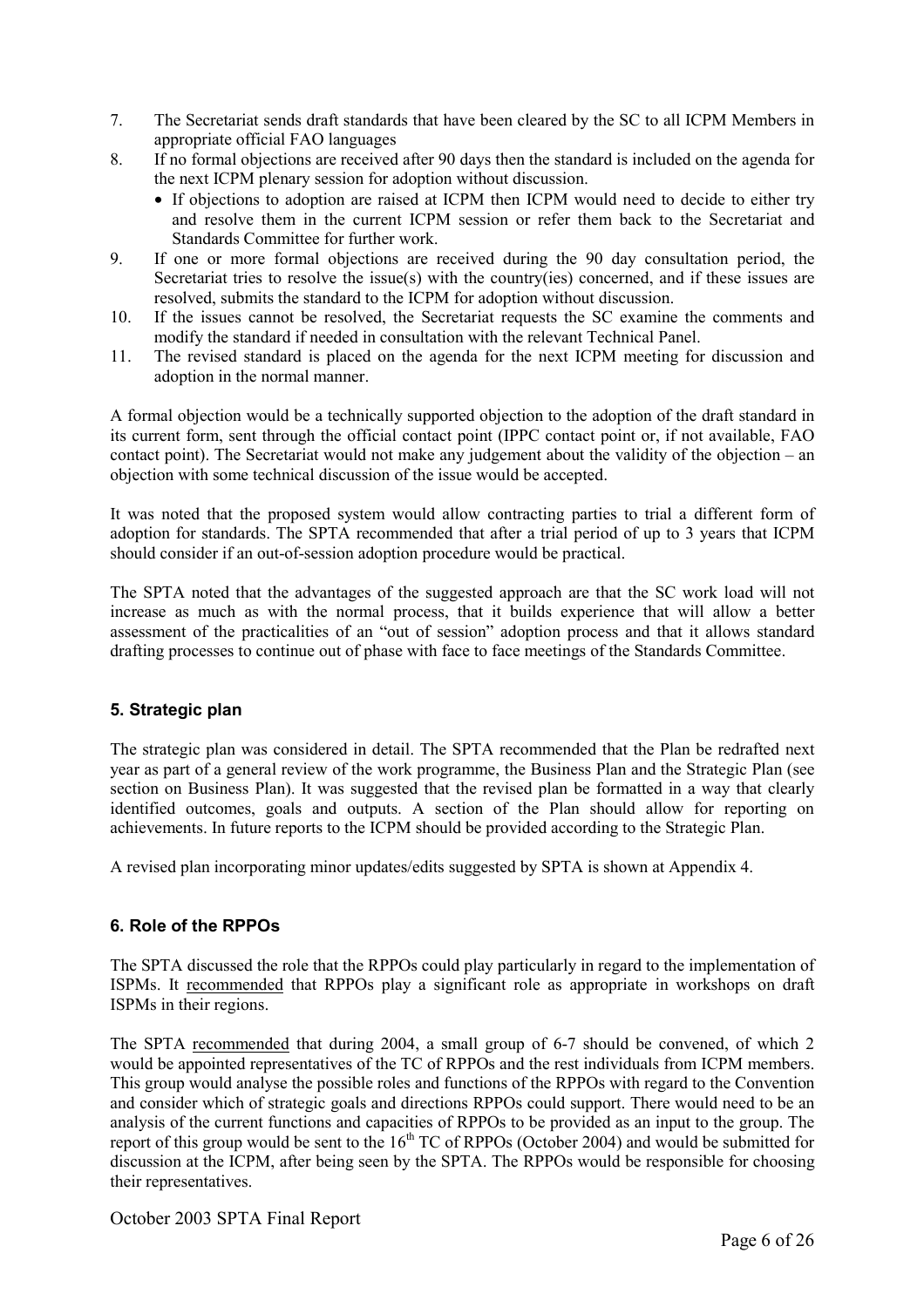7. The Secretariat sends draft standards that have been cleared by the SC to all ICPM Members in appropriate official FAO languages
8. If no formal objections are received after 90 days then the standard is included on the agenda for the next ICPM plenary session for adoption without discussion.
   - If objections to adoption are raised at ICPM then ICPM would need to decide to either try and resolve them in the current ICPM session or refer them back to the Secretariat and Standards Committee for further work.
9. If one or more formal objections are received during the 90 day consultation period, the Secretariat tries to resolve the issue(s) with the country(ies) concerned, and if these issues are resolved, submits the standard to the ICPM for adoption without discussion.
10. If the issues cannot be resolved, the Secretariat requests the SC examine the comments and modify the standard if needed in consultation with the relevant Technical Panel.
11. The revised standard is placed on the agenda for the next ICPM meeting for discussion and adoption in the normal manner.

A formal objection would be a technically supported objection to the adoption of the draft standard in its current form, sent through the official contact point (IPPC contact point or, if not available, FAO contact point). The Secretariat would not make any judgement about the validity of the objection – an objection with some technical discussion of the issue would be accepted.

It was noted that the proposed system would allow contracting parties to trial a different form of adoption for standards. The SPTA recommended that after a trial period of up to 3 years that ICPM should consider if an out-of-session adoption procedure would be practical.

The SPTA noted that the advantages of the suggested approach are that the SC work load will not increase as much as with the normal process, that it builds experience that will allow a better assessment of the practicalities of an "out of session" adoption process and that it allows standard drafting processes to continue out of phase with face to face meetings of the Standards Committee.

## 5. Strategic plan

The strategic plan was considered in detail. The SPTA recommended that the Plan be redrafted next year as part of a general review of the work programme, the Business Plan and the Strategic Plan (see section on Business Plan). It was suggested that the revised plan be formatted in a way that clearly identified outcomes, goals and outputs. A section of the Plan should allow for reporting on achievements. In future reports to the ICPM should be provided according to the Strategic Plan.

A revised plan incorporating minor updates/edits suggested by SPTA is shown at Appendix 4.

## 6. Role of the RPPOs

The SPTA discussed the role that the RPPOs could play particularly in regard to the implementation of ISPMs. It recommended that RPPOs play a significant role as appropriate in workshops on draft ISPMs in their regions.

The SPTA recommended that during 2004, a small group of 6-7 should be convened, of which 2 would be appointed representatives of the TC of RPPOs and the rest individuals from ICPM members. This group would analyse the possible roles and functions of the RPPOs with regard to the Convention and consider which of strategic goals and directions RPPOs could support. There would need to be an analysis of the current functions and capacities of RPPOs to be provided as an input to the group. The report of this group would be sent to the 16th TC of RPPOs (October 2004) and would be submitted for discussion at the ICPM, after being seen by the SPTA. The RPPOs would be responsible for choosing their representatives.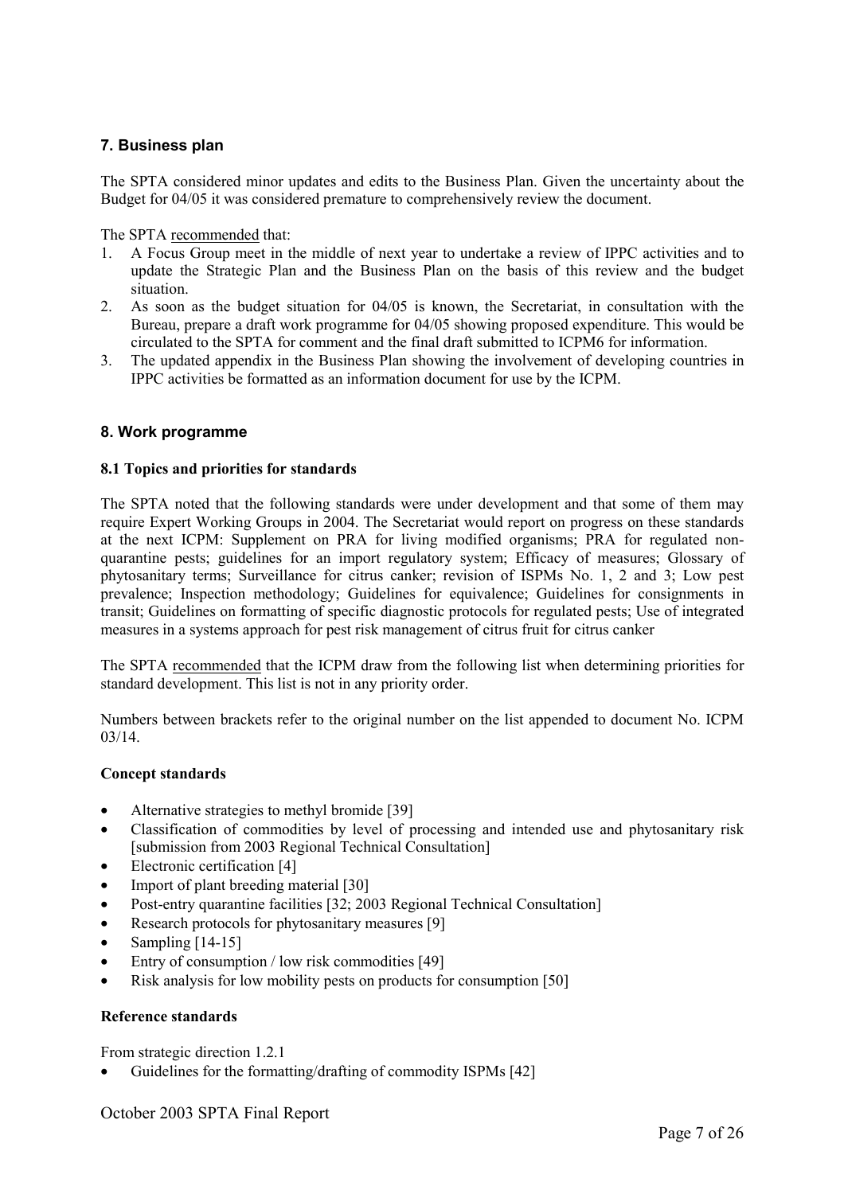## 7. Business plan

The SPTA considered minor updates and edits to the Business Plan. Given the uncertainty about the Budget for 04/05 it was considered premature to comprehensively review the document.

The SPTA recommended that:

1. A Focus Group meet in the middle of next year to undertake a review of IPPC activities and to update the Strategic Plan and the Business Plan on the basis of this review and the budget situation.
2. As soon as the budget situation for 04/05 is known, the Secretariat, in consultation with the Bureau, prepare a draft work programme for 04/05 showing proposed expenditure. This would be circulated to the SPTA for comment and the final draft submitted to ICPM6 for information.
3. The updated appendix in the Business Plan showing the involvement of developing countries in IPPC activities be formatted as an information document for use by the ICPM.

## 8. Work programme

### 8.1 Topics and priorities for standards

The SPTA noted that the following standards were under development and that some of them may require Expert Working Groups in 2004. The Secretariat would report on progress on these standards at the next ICPM: Supplement on PRA for living modified organisms; PRA for regulated non-quarantine pests; guidelines for an import regulatory system; Efficacy of measures; Glossary of phytosanitary terms; Surveillance for citrus canker; revision of ISPMs No. 1, 2 and 3; Low pest prevalence; Inspection methodology; Guidelines for equivalence; Guidelines for consignments in transit; Guidelines on formatting of specific diagnostic protocols for regulated pests; Use of integrated measures in a systems approach for pest risk management of citrus fruit for citrus canker

The SPTA recommended that the ICPM draw from the following list when determining priorities for standard development. This list is not in any priority order.

Numbers between brackets refer to the original number on the list appended to document No. ICPM 03/14.

**Concept standards**

- Alternative strategies to methyl bromide [39]
- Classification of commodities by level of processing and intended use and phytosanitary risk [submission from 2003 Regional Technical Consultation]
- Electronic certification [4]
- Import of plant breeding material [30]
- Post-entry quarantine facilities [32; 2003 Regional Technical Consultation]
- Research protocols for phytosanitary measures [9]
- Sampling [14-15]
- Entry of consumption / low risk commodities [49]
- Risk analysis for low mobility pests on products for consumption [50]

**Reference standards**

From strategic direction 1.2.1

- Guidelines for the formatting/drafting of commodity ISPMs [42]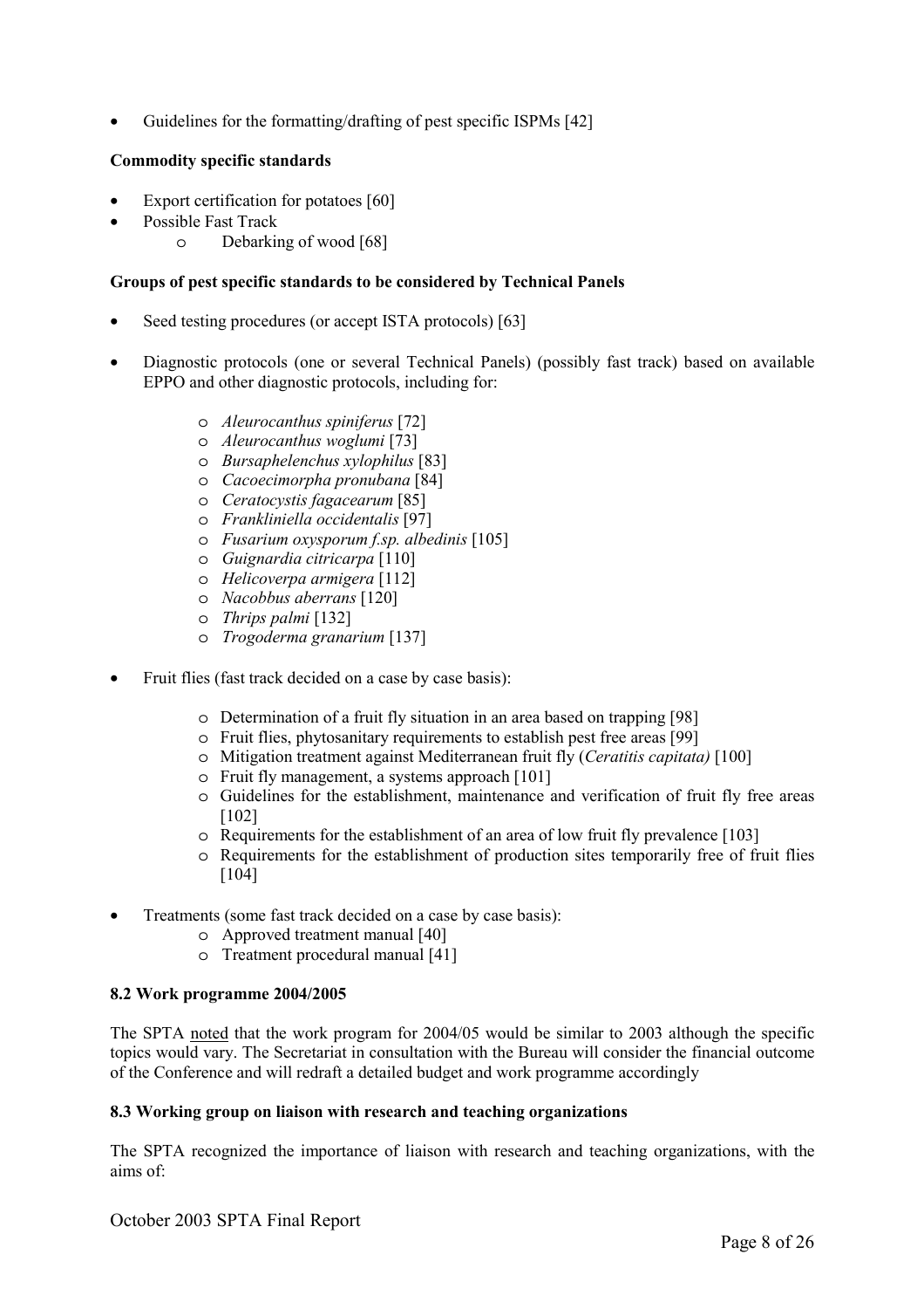- Guidelines for the formatting/drafting of pest specific ISPMs [42]

**Commodity specific standards**

- Export certification for potatoes [60]
- Possible Fast Track
    - Debarking of wood [68]

**Groups of pest specific standards to be considered by Technical Panels**

- Seed testing procedures (or accept ISTA protocols) [63]

- Diagnostic protocols (one or several Technical Panels) (possibly fast track) based on available EPPO and other diagnostic protocols, including for:
    - *Aleurocanthus spiniferus* [72]
    - *Aleurocanthus woglumi* [73]
    - *Bursaphelenchus xylophilus* [83]
    - *Cacoecimorpha pronubana* [84]
    - *Ceratocystis fagacearum* [85]
    - *Frankliniella occidentalis* [97]
    - *Fusarium oxysporum f.sp. albedinis* [105]
    - *Guignardia citricarpa* [110]
    - *Helicoverpa armigera* [112]
    - *Nacobbus aberrans* [120]
    - *Thrips palmi* [132]
    - *Trogoderma granarium* [137]

- Fruit flies (fast track decided on a case by case basis):
    - Determination of a fruit fly situation in an area based on trapping [98]
    - Fruit flies, phytosanitary requirements to establish pest free areas [99]
    - Mitigation treatment against Mediterranean fruit fly (*Ceratitis capitata)* [100]
    - Fruit fly management, a systems approach [101]
    - Guidelines for the establishment, maintenance and verification of fruit fly free areas [102]
    - Requirements for the establishment of an area of low fruit fly prevalence [103]
    - Requirements for the establishment of production sites temporarily free of fruit flies [104]

- Treatments (some fast track decided on a case by case basis):
    - Approved treatment manual [40]
    - Treatment procedural manual [41]

**8.2 Work programme 2004/2005**

The SPTA noted that the work program for 2004/05 would be similar to 2003 although the specific topics would vary. The Secretariat in consultation with the Bureau will consider the financial outcome of the Conference and will redraft a detailed budget and work programme accordingly

**8.3 Working group on liaison with research and teaching organizations**

The SPTA recognized the importance of liaison with research and teaching organizations, with the aims of: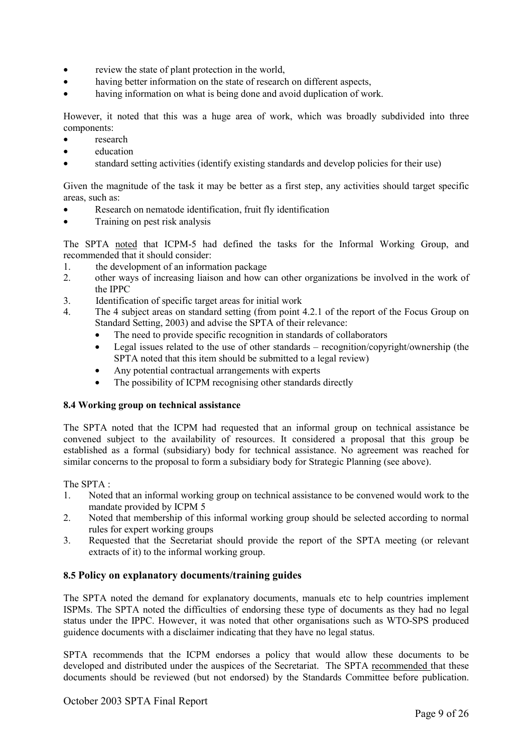- review the state of plant protection in the world,
- having better information on the state of research on different aspects,
- having information on what is being done and avoid duplication of work.

However, it noted that this was a huge area of work, which was broadly subdivided into three components:

- research
- education
- standard setting activities (identify existing standards and develop policies for their use)

Given the magnitude of the task it may be better as a first step, any activities should target specific areas, such as:

- Research on nematode identification, fruit fly identification
- Training on pest risk analysis

The SPTA noted that ICPM-5 had defined the tasks for the Informal Working Group, and recommended that it should consider:

1. the development of an information package
2. other ways of increasing liaison and how can other organizations be involved in the work of the IPPC
3. Identification of specific target areas for initial work
4. The 4 subject areas on standard setting (from point 4.2.1 of the report of the Focus Group on Standard Setting, 2003) and advise the SPTA of their relevance:
   - The need to provide specific recognition in standards of collaborators
   - Legal issues related to the use of other standards – recognition/copyright/ownership (the SPTA noted that this item should be submitted to a legal review)
   - Any potential contractual arrangements with experts
   - The possibility of ICPM recognising other standards directly

#### 8.4 Working group on technical assistance

The SPTA noted that the ICPM had requested that an informal group on technical assistance be convened subject to the availability of resources. It considered a proposal that this group be established as a formal (subsidiary) body for technical assistance. No agreement was reached for similar concerns to the proposal to form a subsidiary body for Strategic Planning (see above).

The SPTA :

1. Noted that an informal working group on technical assistance to be convened would work to the mandate provided by ICPM 5
2. Noted that membership of this informal working group should be selected according to normal rules for expert working groups
3. Requested that the Secretariat should provide the report of the SPTA meeting (or relevant extracts of it) to the informal working group.

### 8.5 Policy on explanatory documents/training guides

The SPTA noted the demand for explanatory documents, manuals etc to help countries implement ISPMs. The SPTA noted the difficulties of endorsing these type of documents as they had no legal status under the IPPC. However, it was noted that other organisations such as WTO-SPS produced guidence documents with a disclaimer indicating that they have no legal status.

SPTA recommends that the ICPM endorses a policy that would allow these documents to be developed and distributed under the auspices of the Secretariat. The SPTA recommended that these documents should be reviewed (but not endorsed) by the Standards Committee before publication.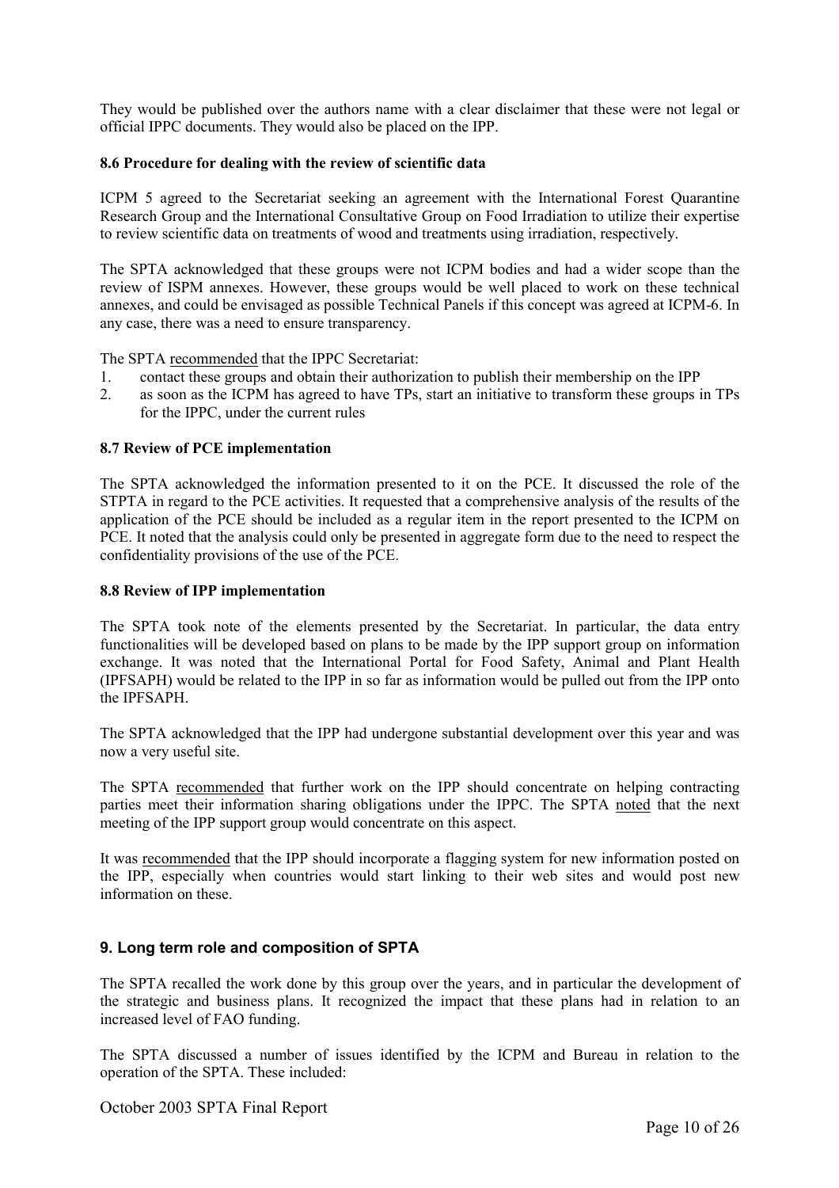They would be published over the authors name with a clear disclaimer that these were not legal or official IPPC documents. They would also be placed on the IPP.

### 8.6 Procedure for dealing with the review of scientific data

ICPM 5 agreed to the Secretariat seeking an agreement with the International Forest Quarantine Research Group and the International Consultative Group on Food Irradiation to utilize their expertise to review scientific data on treatments of wood and treatments using irradiation, respectively.

The SPTA acknowledged that these groups were not ICPM bodies and had a wider scope than the review of ISPM annexes. However, these groups would be well placed to work on these technical annexes, and could be envisaged as possible Technical Panels if this concept was agreed at ICPM-6. In any case, there was a need to ensure transparency.

The SPTA recommended that the IPPC Secretariat:

1. contact these groups and obtain their authorization to publish their membership on the IPP
2. as soon as the ICPM has agreed to have TPs, start an initiative to transform these groups in TPs for the IPPC, under the current rules

### 8.7 Review of PCE implementation

The SPTA acknowledged the information presented to it on the PCE. It discussed the role of the STPTA in regard to the PCE activities. It requested that a comprehensive analysis of the results of the application of the PCE should be included as a regular item in the report presented to the ICPM on PCE. It noted that the analysis could only be presented in aggregate form due to the need to respect the confidentiality provisions of the use of the PCE.

### 8.8 Review of IPP implementation

The SPTA took note of the elements presented by the Secretariat. In particular, the data entry functionalities will be developed based on plans to be made by the IPP support group on information exchange. It was noted that the International Portal for Food Safety, Animal and Plant Health (IPFSAPH) would be related to the IPP in so far as information would be pulled out from the IPP onto the IPFSAPH.

The SPTA acknowledged that the IPP had undergone substantial development over this year and was now a very useful site.

The SPTA recommended that further work on the IPP should concentrate on helping contracting parties meet their information sharing obligations under the IPPC. The SPTA noted that the next meeting of the IPP support group would concentrate on this aspect.

It was recommended that the IPP should incorporate a flagging system for new information posted on the IPP, especially when countries would start linking to their web sites and would post new information on these.

## 9. Long term role and composition of SPTA

The SPTA recalled the work done by this group over the years, and in particular the development of the strategic and business plans. It recognized the impact that these plans had in relation to an increased level of FAO funding.

The SPTA discussed a number of issues identified by the ICPM and Bureau in relation to the operation of the SPTA. These included: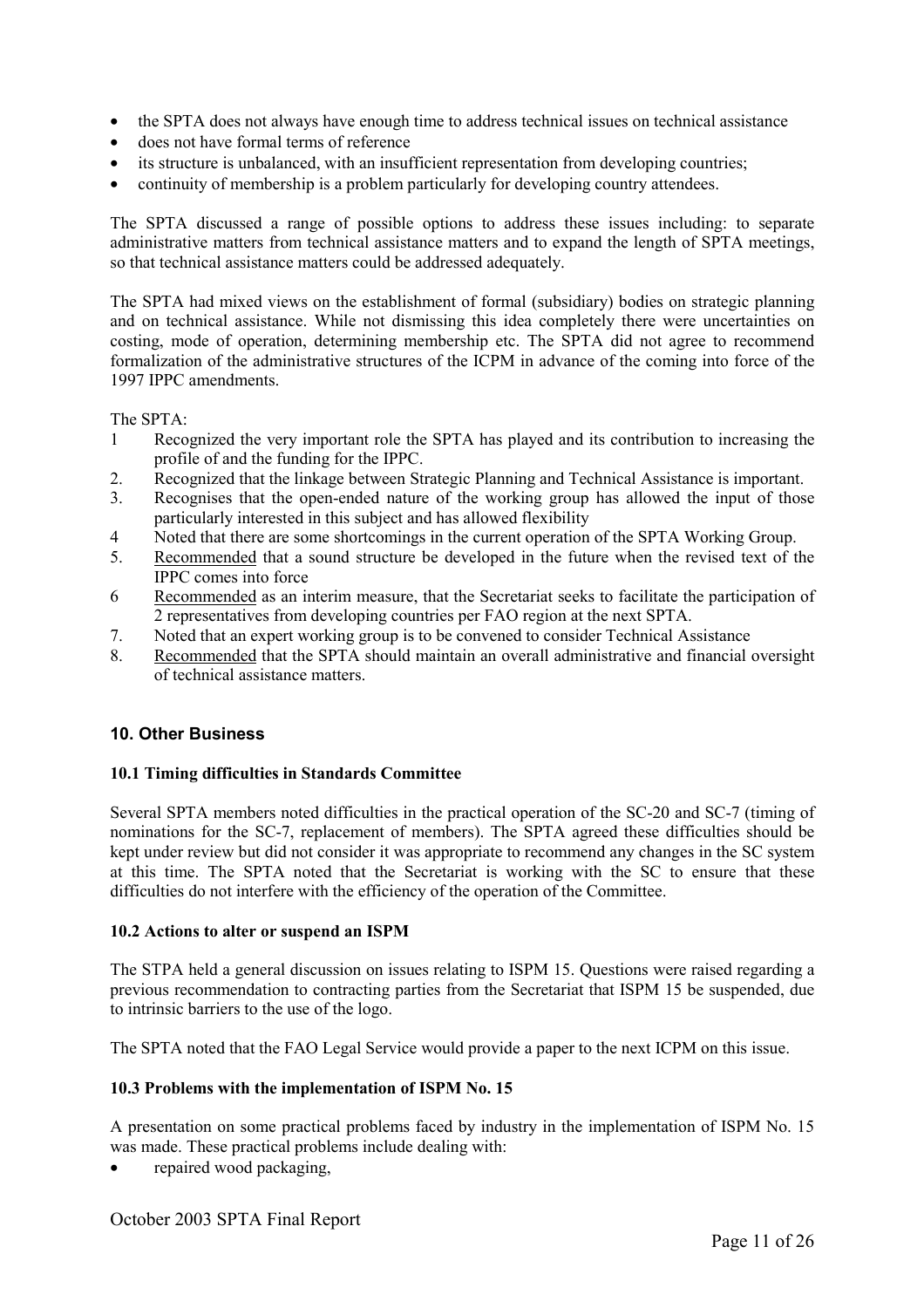- the SPTA does not always have enough time to address technical issues on technical assistance
- does not have formal terms of reference
- its structure is unbalanced, with an insufficient representation from developing countries;
- continuity of membership is a problem particularly for developing country attendees.

The SPTA discussed a range of possible options to address these issues including: to separate administrative matters from technical assistance matters and to expand the length of SPTA meetings, so that technical assistance matters could be addressed adequately.

The SPTA had mixed views on the establishment of formal (subsidiary) bodies on strategic planning and on technical assistance. While not dismissing this idea completely there were uncertainties on costing, mode of operation, determining membership etc. The SPTA did not agree to recommend formalization of the administrative structures of the ICPM in advance of the coming into force of the 1997 IPPC amendments.

The SPTA:

1 Recognized the very important role the SPTA has played and its contribution to increasing the profile of and the funding for the IPPC.
2. Recognized that the linkage between Strategic Planning and Technical Assistance is important.
3. Recognises that the open-ended nature of the working group has allowed the input of those particularly interested in this subject and has allowed flexibility
4 Noted that there are some shortcomings in the current operation of the SPTA Working Group.
5. Recommended that a sound structure be developed in the future when the revised text of the IPPC comes into force
6 Recommended as an interim measure, that the Secretariat seeks to facilitate the participation of 2 representatives from developing countries per FAO region at the next SPTA.
7. Noted that an expert working group is to be convened to consider Technical Assistance
8. Recommended that the SPTA should maintain an overall administrative and financial oversight of technical assistance matters.

## 10. Other Business

### 10.1 Timing difficulties in Standards Committee

Several SPTA members noted difficulties in the practical operation of the SC-20 and SC-7 (timing of nominations for the SC-7, replacement of members). The SPTA agreed these difficulties should be kept under review but did not consider it was appropriate to recommend any changes in the SC system at this time. The SPTA noted that the Secretariat is working with the SC to ensure that these difficulties do not interfere with the efficiency of the operation of the Committee.

### 10.2 Actions to alter or suspend an ISPM

The STPA held a general discussion on issues relating to ISPM 15. Questions were raised regarding a previous recommendation to contracting parties from the Secretariat that ISPM 15 be suspended, due to intrinsic barriers to the use of the logo.

The SPTA noted that the FAO Legal Service would provide a paper to the next ICPM on this issue.

### 10.3 Problems with the implementation of ISPM No. 15

A presentation on some practical problems faced by industry in the implementation of ISPM No. 15 was made. These practical problems include dealing with:

- repaired wood packaging,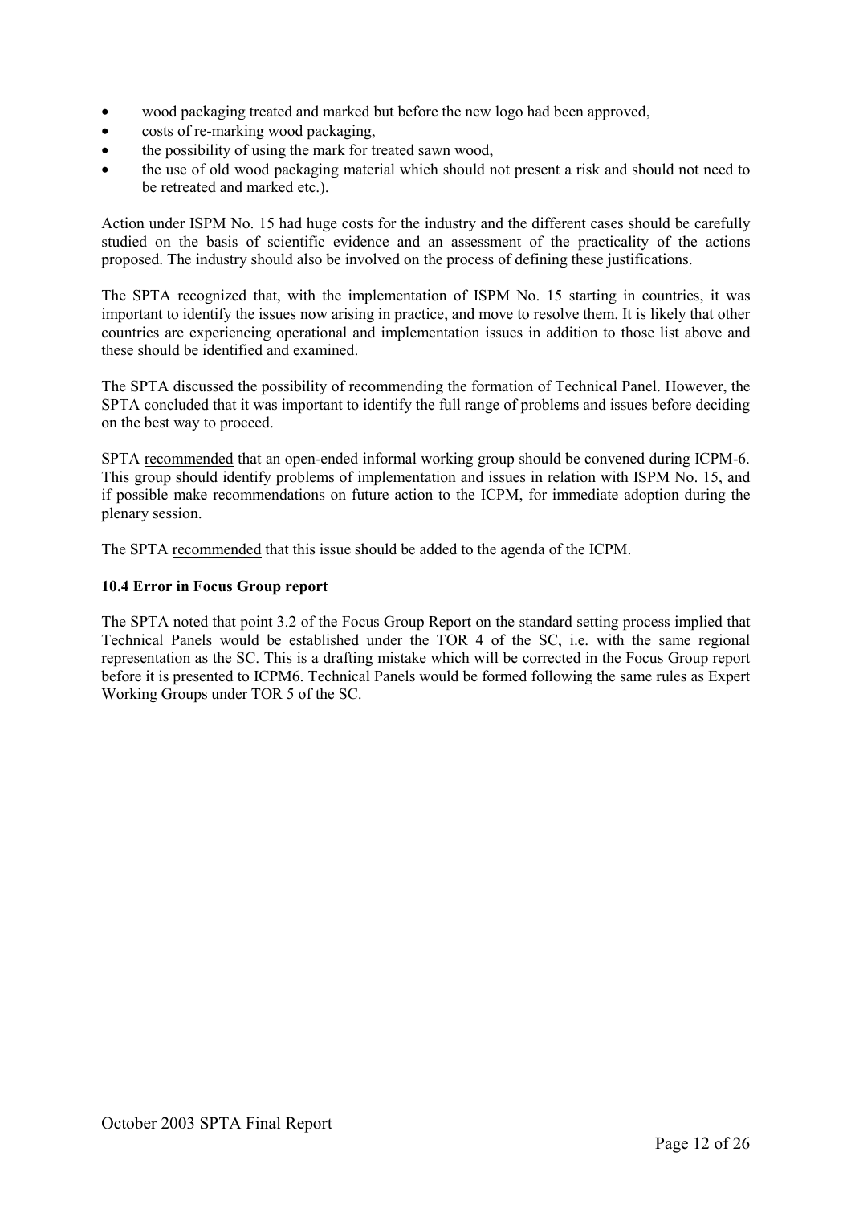- wood packaging treated and marked but before the new logo had been approved,
- costs of re-marking wood packaging,
- the possibility of using the mark for treated sawn wood,
- the use of old wood packaging material which should not present a risk and should not need to be retreated and marked etc.).

Action under ISPM No. 15 had huge costs for the industry and the different cases should be carefully studied on the basis of scientific evidence and an assessment of the practicality of the actions proposed. The industry should also be involved on the process of defining these justifications.

The SPTA recognized that, with the implementation of ISPM No. 15 starting in countries, it was important to identify the issues now arising in practice, and move to resolve them. It is likely that other countries are experiencing operational and implementation issues in addition to those list above and these should be identified and examined.

The SPTA discussed the possibility of recommending the formation of Technical Panel. However, the SPTA concluded that it was important to identify the full range of problems and issues before deciding on the best way to proceed.

SPTA recommended that an open-ended informal working group should be convened during ICPM-6. This group should identify problems of implementation and issues in relation with ISPM No. 15, and if possible make recommendations on future action to the ICPM, for immediate adoption during the plenary session.

The SPTA recommended that this issue should be added to the agenda of the ICPM.

### 10.4 Error in Focus Group report

The SPTA noted that point 3.2 of the Focus Group Report on the standard setting process implied that Technical Panels would be established under the TOR 4 of the SC, i.e. with the same regional representation as the SC. This is a drafting mistake which will be corrected in the Focus Group report before it is presented to ICPM6. Technical Panels would be formed following the same rules as Expert Working Groups under TOR 5 of the SC.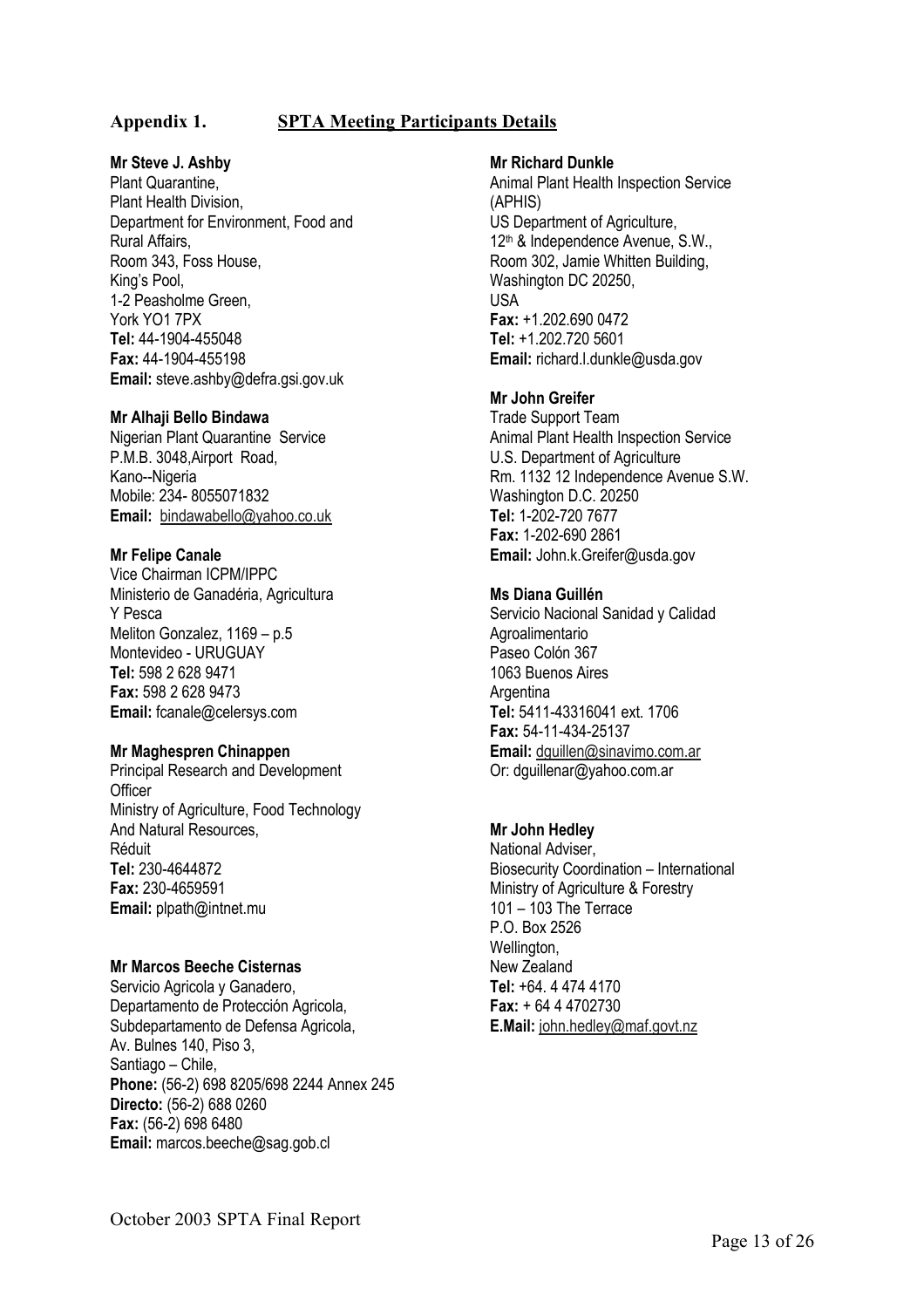## Appendix 1. SPTA Meeting Participants Details

**Mr Steve J. Ashby**
Plant Quarantine,
Plant Health Division,
Department for Environment, Food and Rural Affairs,
Room 343, Foss House,
King's Pool,
1-2 Peasholme Green,
York YO1 7PX
**Tel:** 44-1904-455048
**Fax:** 44-1904-455198
**Email:** steve.ashby@defra.gsi.gov.uk

**Mr Alhaji Bello Bindawa**
Nigerian Plant Quarantine Service
P.M.B. 3048,Airport Road,
Kano--Nigeria
Mobile: 234- 8055071832
**Email:** bindawabello@yahoo.co.uk

**Mr Felipe Canale**
Vice Chairman ICPM/IPPC
Ministerio de Ganadéria, Agricultura Y Pesca
Meliton Gonzalez, 1169 – p.5
Montevideo - URUGUAY
**Tel:** 598 2 628 9471
**Fax:** 598 2 628 9473
**Email:** fcanale@celersys.com

**Mr Maghespren Chinappen**
Principal Research and Development Officer
Ministry of Agriculture, Food Technology And Natural Resources,
Réduit
**Tel:** 230-4644872
**Fax:** 230-4659591
**Email:** plpath@intnet.mu

**Mr Marcos Beeche Cisternas**
Servicio Agricola y Ganadero,
Departamento de Protección Agricola,
Subdepartamento de Defensa Agricola,
Av. Bulnes 140, Piso 3,
Santiago – Chile,
**Phone:** (56-2) 698 8205/698 2244 Annex 245
**Directo:** (56-2) 688 0260
**Fax:** (56-2) 698 6480
**Email:** marcos.beeche@sag.gob.cl

**Mr Richard Dunkle**
Animal Plant Health Inspection Service (APHIS)
US Department of Agriculture,
12th & Independence Avenue, S.W.,
Room 302, Jamie Whitten Building,
Washington DC 20250,
USA
**Fax:** +1.202.690 0472
**Tel:** +1.202.720 5601
**Email:** richard.l.dunkle@usda.gov

**Mr John Greifer**
Trade Support Team
Animal Plant Health Inspection Service
U.S. Department of Agriculture
Rm. 1132 12 Independence Avenue S.W.
Washington D.C. 20250
**Tel:** 1-202-720 7677
**Fax:** 1-202-690 2861
**Email:** John.k.Greifer@usda.gov

**Ms Diana Guillén**
Servicio Nacional Sanidad y Calidad Agroalimentario
Paseo Colón 367
1063 Buenos Aires
Argentina
**Tel:** 5411-43316041 ext. 1706
**Fax:** 54-11-434-25137
**Email:** dguillen@sinavimo.com.ar
Or: dguillenar@yahoo.com.ar

**Mr John Hedley**
National Adviser,
Biosecurity Coordination – International
Ministry of Agriculture & Forestry
101 – 103 The Terrace
P.O. Box 2526
Wellington,
New Zealand
**Tel:** +64. 4 474 4170
**Fax:** + 64 4 4702730
**E.Mail:** john.hedley@maf.govt.nz

October 2003 SPTA Final Report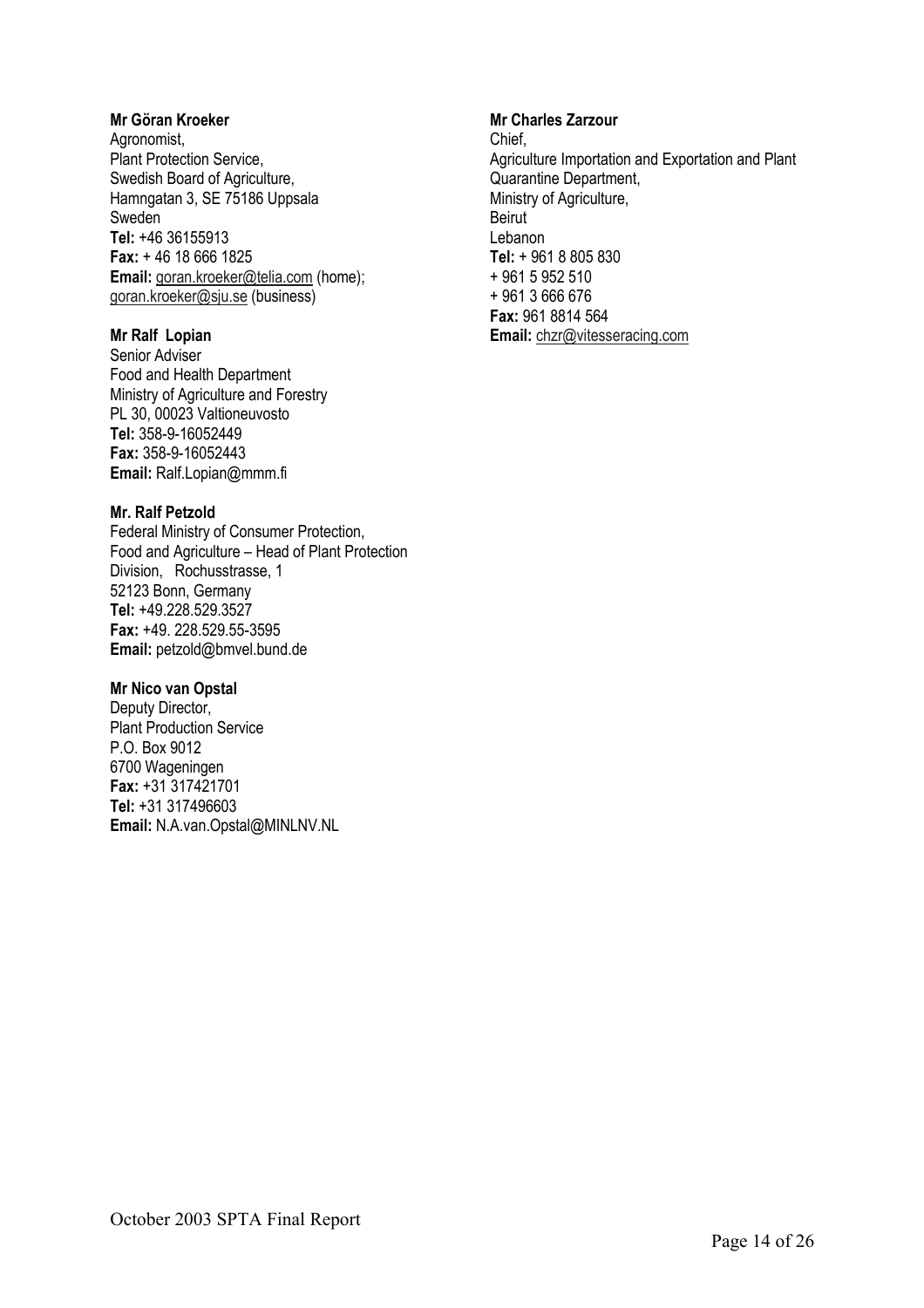**Mr Göran Kroeker**
Agronomist,
Plant Protection Service,
Swedish Board of Agriculture,
Hamngatan 3, SE 75186 Uppsala
Sweden
**Tel:** +46 36155913
**Fax:** + 46 18 666 1825
**Email:** goran.kroeker@telia.com (home); goran.kroeker@sju.se (business)

**Mr Ralf Lopian**
Senior Adviser
Food and Health Department
Ministry of Agriculture and Forestry
PL 30, 00023 Valtioneuvosto
**Tel:** 358-9-16052449
**Fax:** 358-9-16052443
**Email:** Ralf.Lopian@mmm.fi

**Mr. Ralf Petzold**
Federal Ministry of Consumer Protection, Food and Agriculture – Head of Plant Protection Division, Rochusstrasse, 1
52123 Bonn, Germany
**Tel:** +49.228.529.3527
**Fax:** +49. 228.529.55-3595
**Email:** petzold@bmvel.bund.de

**Mr Nico van Opstal**
Deputy Director,
Plant Production Service
P.O. Box 9012
6700 Wageningen
**Fax:** +31 317421701
**Tel:** +31 317496603
**Email:** N.A.van.Opstal@MINLNV.NL

**Mr Charles Zarzour**
Chief,
Agriculture Importation and Exportation and Plant Quarantine Department,
Ministry of Agriculture,
Beirut
Lebanon
**Tel:** + 961 8 805 830
+ 961 5 952 510
+ 961 3 666 676
**Fax:** 961 8814 564
**Email:** chzr@vitesseracing.com

October 2003 SPTA Final Report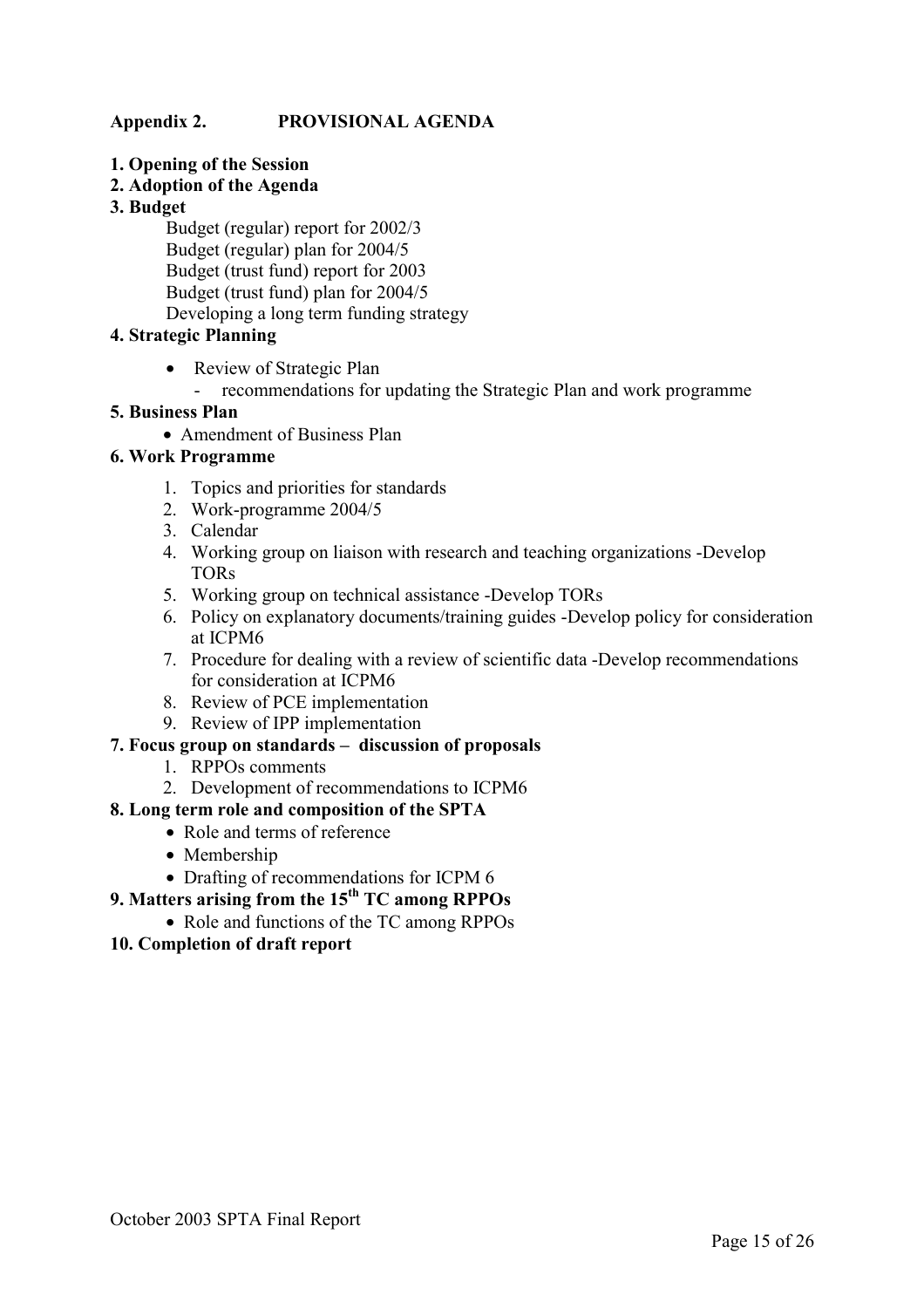## Appendix 2. PROVISIONAL AGENDA

**1. Opening of the Session**

**2. Adoption of the Agenda**

**3. Budget**

Budget (regular) report for 2002/3
Budget (regular) plan for 2004/5
Budget (trust fund) report for 2003
Budget (trust fund) plan for 2004/5
Developing a long term funding strategy

**4. Strategic Planning**

- Review of Strategic Plan
  - recommendations for updating the Strategic Plan and work programme

**5. Business Plan**

- Amendment of Business Plan

**6. Work Programme**

1. Topics and priorities for standards
2. Work-programme 2004/5
3. Calendar
4. Working group on liaison with research and teaching organizations -Develop TORs
5. Working group on technical assistance -Develop TORs
6. Policy on explanatory documents/training guides -Develop policy for consideration at ICPM6
7. Procedure for dealing with a review of scientific data -Develop recommendations for consideration at ICPM6
8. Review of PCE implementation
9. Review of IPP implementation

**7. Focus group on standards – discussion of proposals**

1. RPPOs comments
2. Development of recommendations to ICPM6

**8. Long term role and composition of the SPTA**

- Role and terms of reference
- Membership
- Drafting of recommendations for ICPM 6

**9. Matters arising from the 15th TC among RPPOs**

- Role and functions of the TC among RPPOs

**10. Completion of draft report**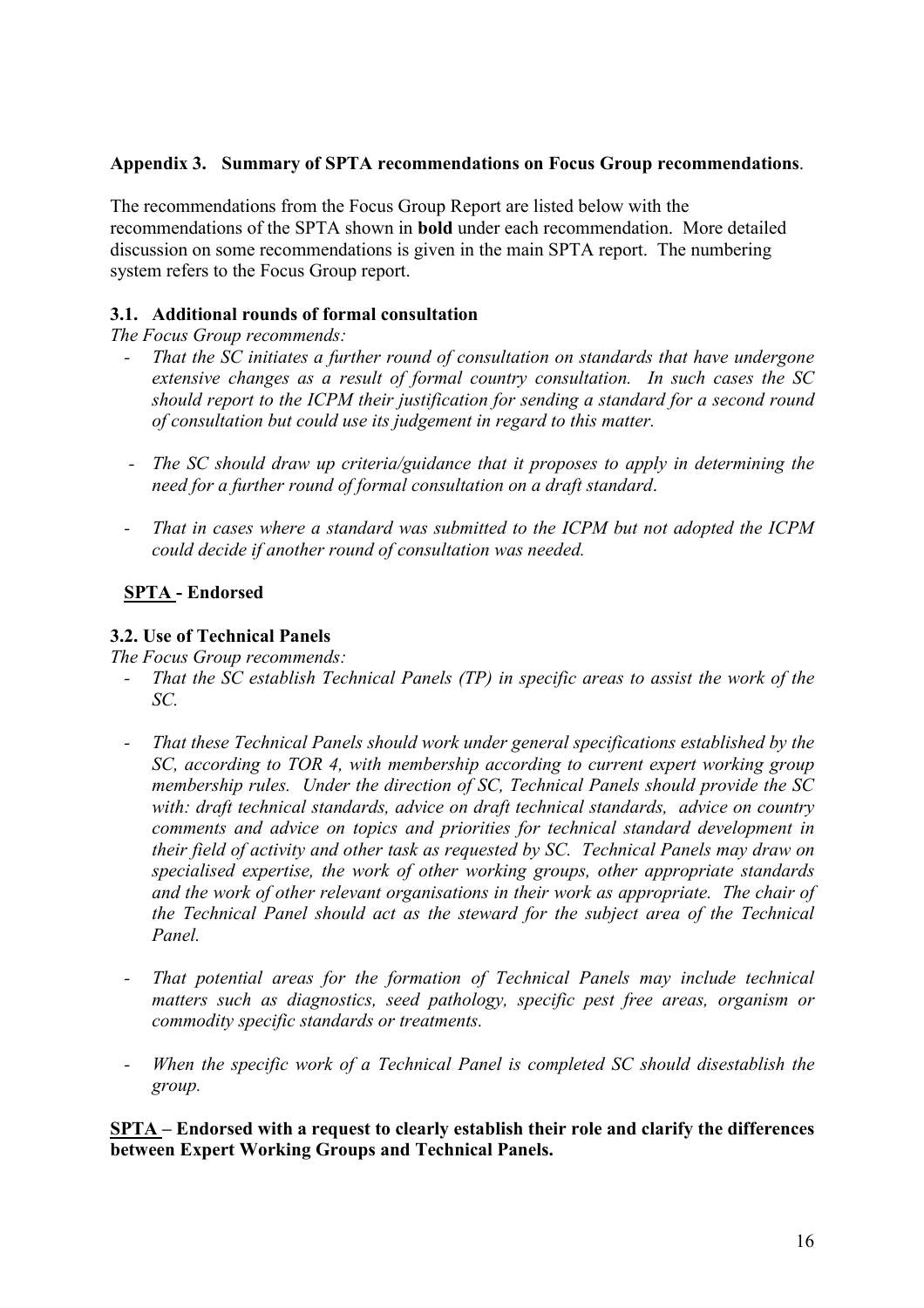## Appendix 3. Summary of SPTA recommendations on Focus Group recommendations.

The recommendations from the Focus Group Report are listed below with the recommendations of the SPTA shown in **bold** under each recommendation. More detailed discussion on some recommendations is given in the main SPTA report. The numbering system refers to the Focus Group report.

### 3.1. Additional rounds of formal consultation

*The Focus Group recommends:*

- *That the SC initiates a further round of consultation on standards that have undergone extensive changes as a result of formal country consultation. In such cases the SC should report to the ICPM their justification for sending a standard for a second round of consultation but could use its judgement in regard to this matter.*

- *The SC should draw up criteria/guidance that it proposes to apply in determining the need for a further round of formal consultation on a draft standard.*

- *That in cases where a standard was submitted to the ICPM but not adopted the ICPM could decide if another round of consultation was needed.*

**SPTA - Endorsed**

### 3.2. Use of Technical Panels

*The Focus Group recommends:*

- *That the SC establish Technical Panels (TP) in specific areas to assist the work of the SC.*

- *That these Technical Panels should work under general specifications established by the SC, according to TOR 4, with membership according to current expert working group membership rules. Under the direction of SC, Technical Panels should provide the SC with: draft technical standards, advice on draft technical standards, advice on country comments and advice on topics and priorities for technical standard development in their field of activity and other task as requested by SC. Technical Panels may draw on specialised expertise, the work of other working groups, other appropriate standards and the work of other relevant organisations in their work as appropriate. The chair of the Technical Panel should act as the steward for the subject area of the Technical Panel.*

- *That potential areas for the formation of Technical Panels may include technical matters such as diagnostics, seed pathology, specific pest free areas, organism or commodity specific standards or treatments.*

- *When the specific work of a Technical Panel is completed SC should disestablish the group.*

**SPTA – Endorsed with a request to clearly establish their role and clarify the differences between Expert Working Groups and Technical Panels.**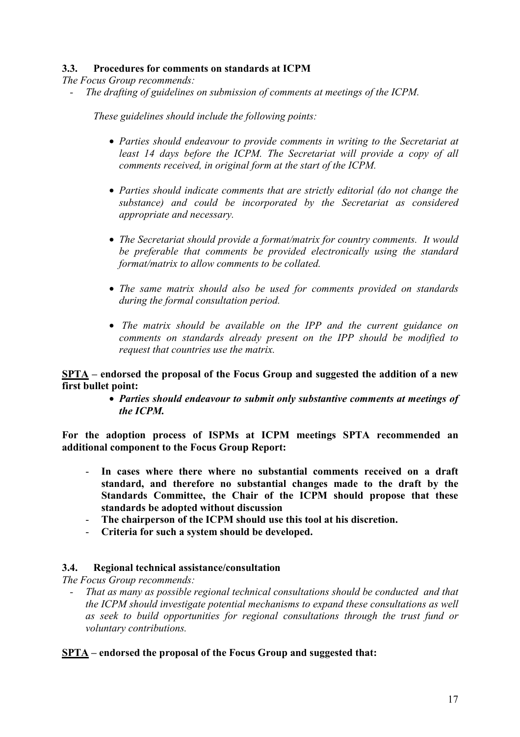### 3.3. Procedures for comments on standards at ICPM

*The Focus Group recommends:*

- *The drafting of guidelines on submission of comments at meetings of the ICPM.*

  *These guidelines should include the following points:*

  - *Parties should endeavour to provide comments in writing to the Secretariat at least 14 days before the ICPM. The Secretariat will provide a copy of all comments received, in original form at the start of the ICPM.*
  - *Parties should indicate comments that are strictly editorial (do not change the substance) and could be incorporated by the Secretariat as considered appropriate and necessary.*
  - *The Secretariat should provide a format/matrix for country comments. It would be preferable that comments be provided electronically using the standard format/matrix to allow comments to be collated.*
  - *The same matrix should also be used for comments provided on standards during the formal consultation period.*
  - *The matrix should be available on the IPP and the current guidance on comments on standards already present on the IPP should be modified to request that countries use the matrix.*

**<u>SPTA</u> – endorsed the proposal of the Focus Group and suggested the addition of a new first bullet point:**

- ***Parties should endeavour to submit only substantive comments at meetings of the ICPM.***

**For the adoption process of ISPMs at ICPM meetings SPTA recommended an additional component to the Focus Group Report:**

- **In cases where there where no substantial comments received on a draft standard, and therefore no substantial changes made to the draft by the Standards Committee, the Chair of the ICPM should propose that these standards be adopted without discussion**
- **The chairperson of the ICPM should use this tool at his discretion.**
- **Criteria for such a system should be developed.**

### 3.4. Regional technical assistance/consultation

*The Focus Group recommends:*

- *That as many as possible regional technical consultations should be conducted and that the ICPM should investigate potential mechanisms to expand these consultations as well as seek to build opportunities for regional consultations through the trust fund or voluntary contributions.*

**<u>SPTA</u> – endorsed the proposal of the Focus Group and suggested that:**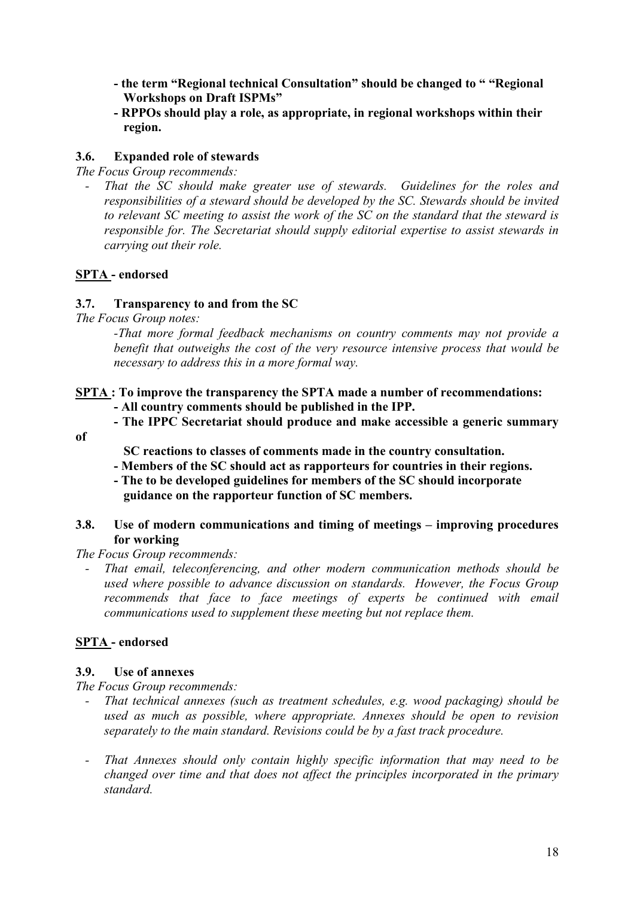**- the term "Regional technical Consultation" should be changed to " "Regional Workshops on Draft ISPMs"**

**- RPPOs should play a role, as appropriate, in regional workshops within their region.**

### 3.6. Expanded role of stewards

*The Focus Group recommends:*

- *That the SC should make greater use of stewards. Guidelines for the roles and responsibilities of a steward should be developed by the SC. Stewards should be invited to relevant SC meeting to assist the work of the SC on the standard that the steward is responsible for. The Secretariat should supply editorial expertise to assist stewards in carrying out their role.*

**SPTA - endorsed**

### 3.7. Transparency to and from the SC

*The Focus Group notes:*

*-That more formal feedback mechanisms on country comments may not provide a benefit that outweighs the cost of the very resource intensive process that would be necessary to address this in a more formal way.*

**SPTA : To improve the transparency the SPTA made a number of recommendations:**

**- All country comments should be published in the IPP.**

**- The IPPC Secretariat should produce and make accessible a generic summary of SC reactions to classes of comments made in the country consultation.**

**- Members of the SC should act as rapporteurs for countries in their regions.**

**- The to be developed guidelines for members of the SC should incorporate guidance on the rapporteur function of SC members.**

### 3.8. Use of modern communications and timing of meetings – improving procedures for working

*The Focus Group recommends:*

- *That email, teleconferencing, and other modern communication methods should be used where possible to advance discussion on standards. However, the Focus Group recommends that face to face meetings of experts be continued with email communications used to supplement these meeting but not replace them.*

**SPTA - endorsed**

### 3.9. Use of annexes

*The Focus Group recommends:*

- *That technical annexes (such as treatment schedules, e.g. wood packaging) should be used as much as possible, where appropriate. Annexes should be open to revision separately to the main standard. Revisions could be by a fast track procedure.*

- *That Annexes should only contain highly specific information that may need to be changed over time and that does not affect the principles incorporated in the primary standard.*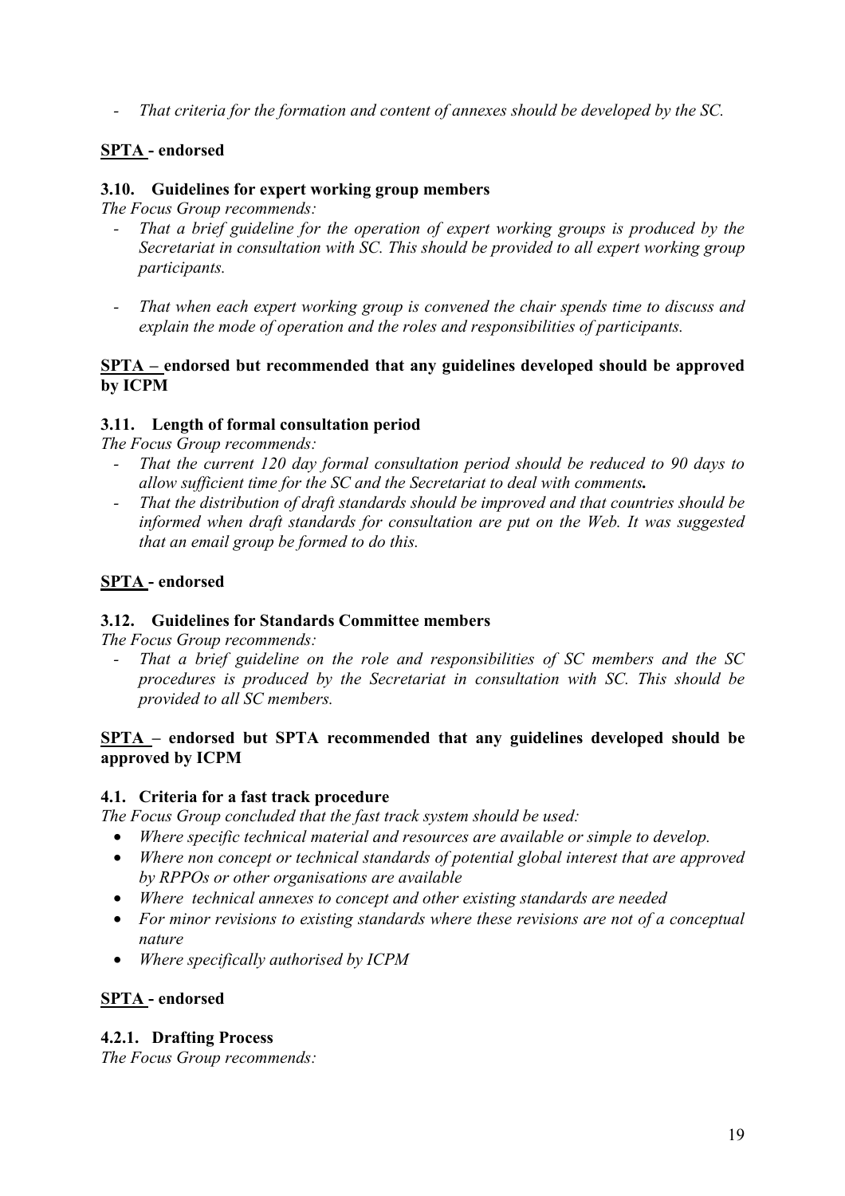- *That criteria for the formation and content of annexes should be developed by the SC.*

**SPTA - endorsed**

### 3.10. Guidelines for expert working group members

*The Focus Group recommends:*

- *That a brief guideline for the operation of expert working groups is produced by the Secretariat in consultation with SC. This should be provided to all expert working group participants.*

- *That when each expert working group is convened the chair spends time to discuss and explain the mode of operation and the roles and responsibilities of participants.*

**SPTA – endorsed but recommended that any guidelines developed should be approved by ICPM**

### 3.11. Length of formal consultation period

*The Focus Group recommends:*

- *That the current 120 day formal consultation period should be reduced to 90 days to allow sufficient time for the SC and the Secretariat to deal with comments.*
- *That the distribution of draft standards should be improved and that countries should be informed when draft standards for consultation are put on the Web. It was suggested that an email group be formed to do this.*

**SPTA - endorsed**

### 3.12. Guidelines for Standards Committee members

*The Focus Group recommends:*

- *That a brief guideline on the role and responsibilities of SC members and the SC procedures is produced by the Secretariat in consultation with SC. This should be provided to all SC members.*

**SPTA – endorsed but SPTA recommended that any guidelines developed should be approved by ICPM**

### 4.1. Criteria for a fast track procedure

*The Focus Group concluded that the fast track system should be used:*

- *Where specific technical material and resources are available or simple to develop.*
- *Where non concept or technical standards of potential global interest that are approved by RPPOs or other organisations are available*
- *Where technical annexes to concept and other existing standards are needed*
- *For minor revisions to existing standards where these revisions are not of a conceptual nature*
- *Where specifically authorised by ICPM*

**SPTA - endorsed**

### 4.2.1. Drafting Process

*The Focus Group recommends:*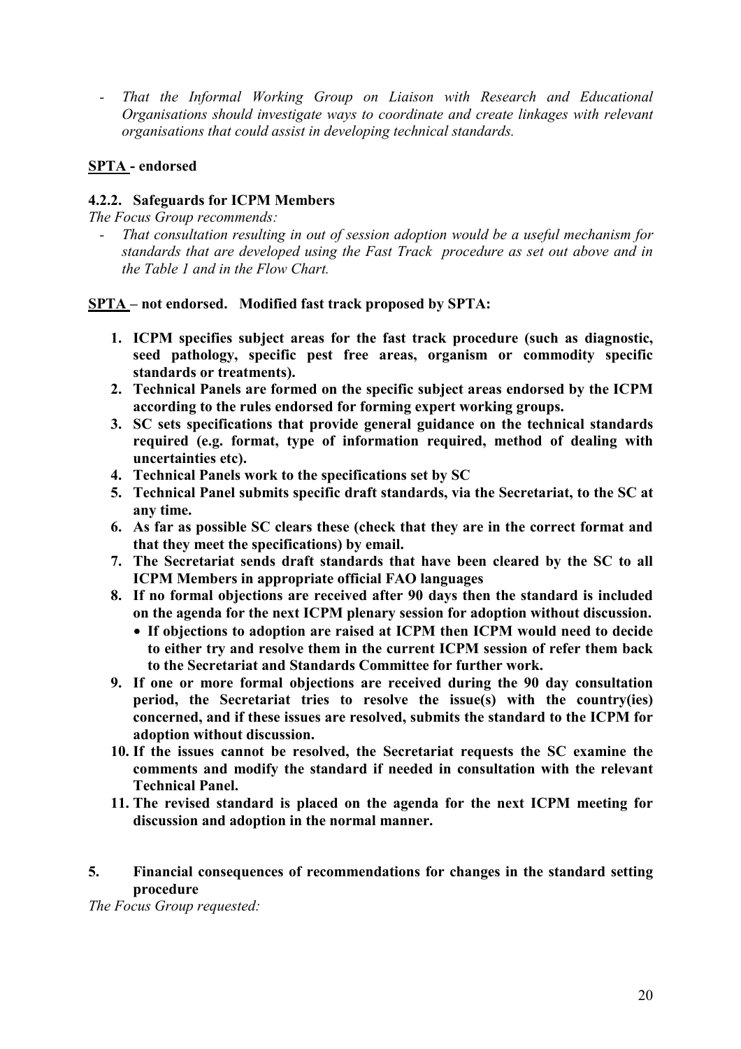- *That the Informal Working Group on Liaison with Research and Educational Organisations should investigate ways to coordinate and create linkages with relevant organisations that could assist in developing technical standards.*

**SPTA - endorsed**

### 4.2.2. Safeguards for ICPM Members

*The Focus Group recommends:*

- *That consultation resulting in out of session adoption would be a useful mechanism for standards that are developed using the Fast Track procedure as set out above and in the Table 1 and in the Flow Chart.*

**SPTA – not endorsed. Modified fast track proposed by SPTA:**

1. **ICPM specifies subject areas for the fast track procedure (such as diagnostic, seed pathology, specific pest free areas, organism or commodity specific standards or treatments).**
2. **Technical Panels are formed on the specific subject areas endorsed by the ICPM according to the rules endorsed for forming expert working groups.**
3. **SC sets specifications that provide general guidance on the technical standards required (e.g. format, type of information required, method of dealing with uncertainties etc).**
4. **Technical Panels work to the specifications set by SC**
5. **Technical Panel submits specific draft standards, via the Secretariat, to the SC at any time.**
6. **As far as possible SC clears these (check that they are in the correct format and that they meet the specifications) by email.**
7. **The Secretariat sends draft standards that have been cleared by the SC to all ICPM Members in appropriate official FAO languages**
8. **If no formal objections are received after 90 days then the standard is included on the agenda for the next ICPM plenary session for adoption without discussion.**
   - **If objections to adoption are raised at ICPM then ICPM would need to decide to either try and resolve them in the current ICPM session of refer them back to the Secretariat and Standards Committee for further work.**
9. **If one or more formal objections are received during the 90 day consultation period, the Secretariat tries to resolve the issue(s) with the country(ies) concerned, and if these issues are resolved, submits the standard to the ICPM for adoption without discussion.**
10. **If the issues cannot be resolved, the Secretariat requests the SC examine the comments and modify the standard if needed in consultation with the relevant Technical Panel.**
11. **The revised standard is placed on the agenda for the next ICPM meeting for discussion and adoption in the normal manner.**

## 5. Financial consequences of recommendations for changes in the standard setting procedure

*The Focus Group requested:*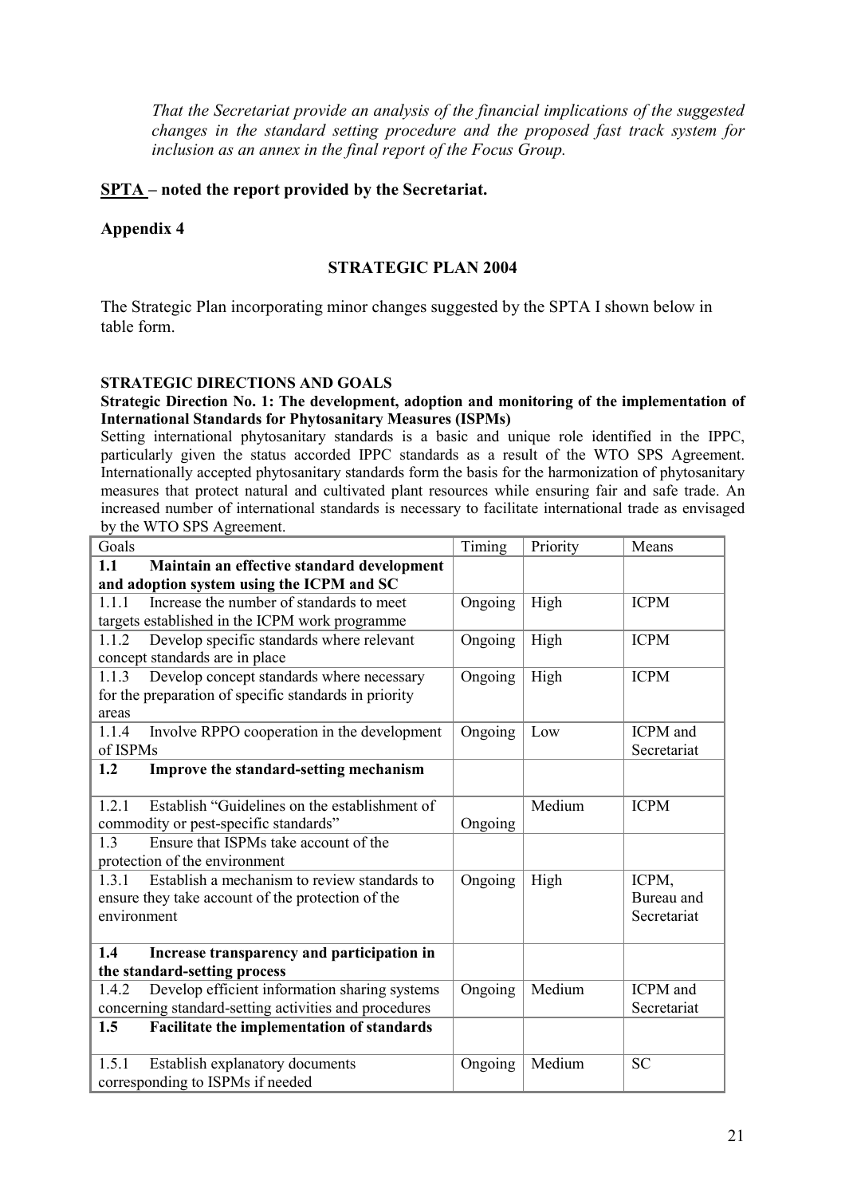*That the Secretariat provide an analysis of the financial implications of the suggested changes in the standard setting procedure and the proposed fast track system for inclusion as an annex in the final report of the Focus Group.*

**SPTA – noted the report provided by the Secretariat.**

**Appendix 4**

**STRATEGIC PLAN 2004**

The Strategic Plan incorporating minor changes suggested by the SPTA I shown below in table form.

**STRATEGIC DIRECTIONS AND GOALS**

**Strategic Direction No. 1: The development, adoption and monitoring of the implementation of International Standards for Phytosanitary Measures (ISPMs)**

Setting international phytosanitary standards is a basic and unique role identified in the IPPC, particularly given the status accorded IPPC standards as a result of the WTO SPS Agreement. Internationally accepted phytosanitary standards form the basis for the harmonization of phytosanitary measures that protect natural and cultivated plant resources while ensuring fair and safe trade. An increased number of international standards is necessary to facilitate international trade as envisaged by the WTO SPS Agreement.

| Goals | Timing | Priority | Means |
|---|---|---|---|
| **1.1 Maintain an effective standard development and adoption system using the ICPM and SC** | | | |
| 1.1.1 Increase the number of standards to meet targets established in the ICPM work programme | Ongoing | High | ICPM |
| 1.1.2 Develop specific standards where relevant concept standards are in place | Ongoing | High | ICPM |
| 1.1.3 Develop concept standards where necessary for the preparation of specific standards in priority areas | Ongoing | High | ICPM |
| 1.1.4 Involve RPPO cooperation in the development of ISPMs | Ongoing | Low | ICPM and Secretariat |
| **1.2 Improve the standard-setting mechanism** | | | |
| 1.2.1 Establish "Guidelines on the establishment of commodity or pest-specific standards" | Ongoing | Medium | ICPM |
| 1.3 Ensure that ISPMs take account of the protection of the environment | | | |
| 1.3.1 Establish a mechanism to review standards to ensure they take account of the protection of the environment | Ongoing | High | ICPM, Bureau and Secretariat |
| **1.4 Increase transparency and participation in the standard-setting process** | | | |
| 1.4.2 Develop efficient information sharing systems concerning standard-setting activities and procedures | Ongoing | Medium | ICPM and Secretariat |
| **1.5 Facilitate the implementation of standards** | | | |
| 1.5.1 Establish explanatory documents corresponding to ISPMs if needed | Ongoing | Medium | SC |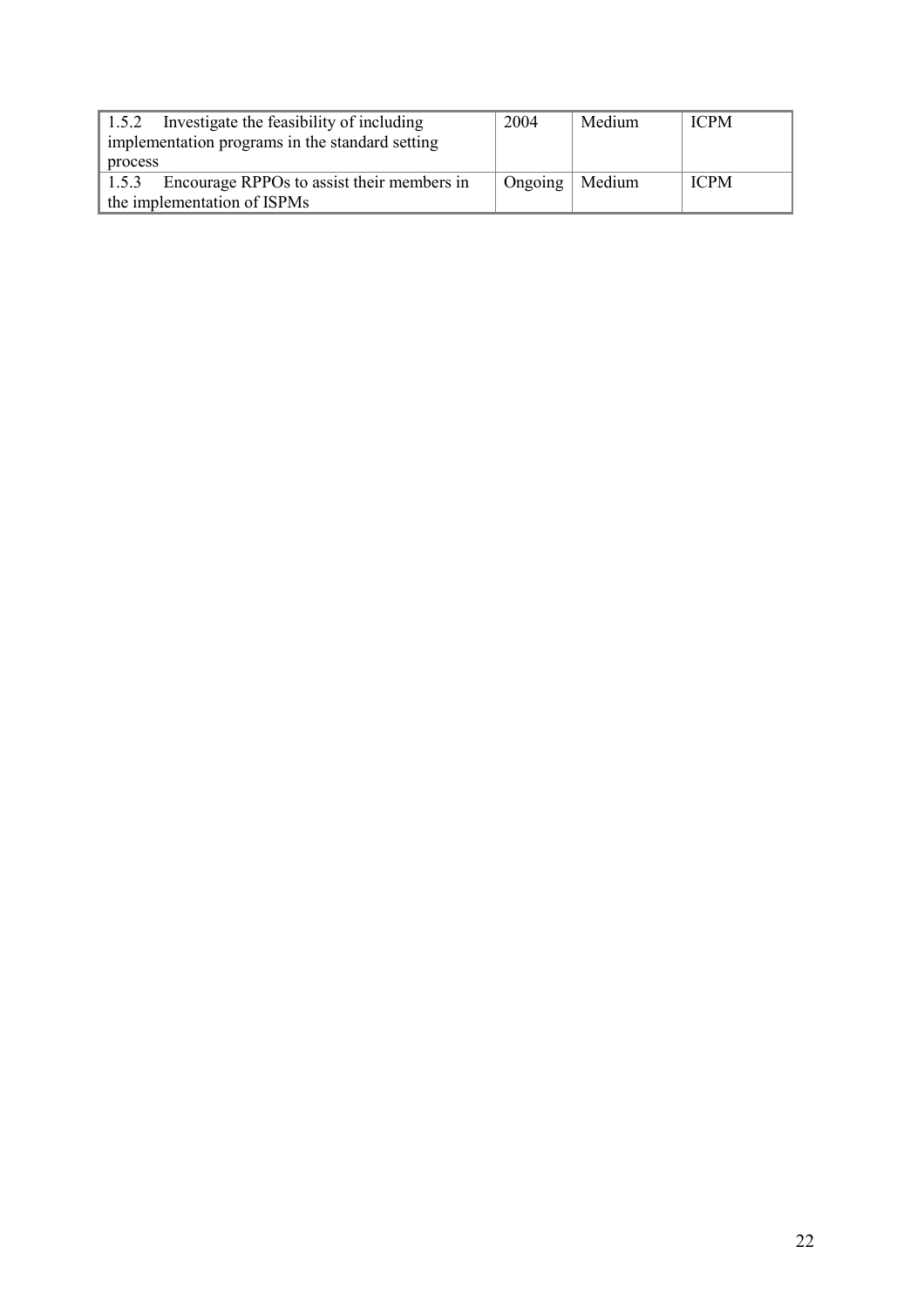| | | | |
|---|---|---|---|
| 1.5.2 Investigate the feasibility of including implementation programs in the standard setting process | 2004 | Medium | ICPM |
| 1.5.3 Encourage RPPOs to assist their members in the implementation of ISPMs | Ongoing | Medium | ICPM |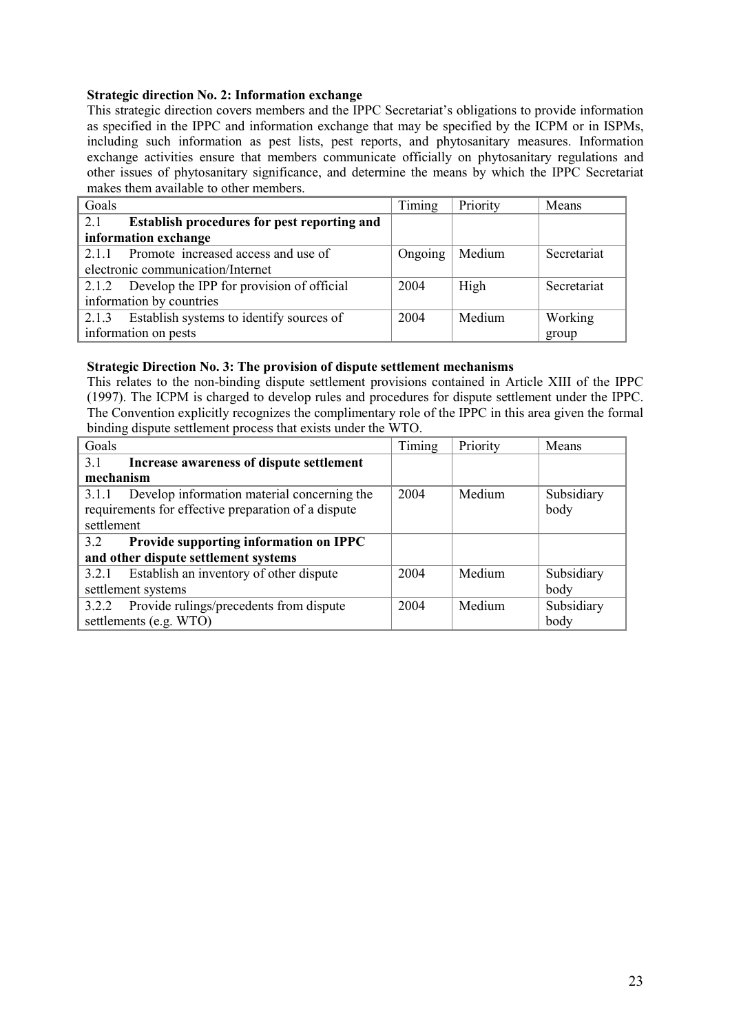**Strategic direction No. 2: Information exchange**

This strategic direction covers members and the IPPC Secretariat's obligations to provide information as specified in the IPPC and information exchange that may be specified by the ICPM or in ISPMs, including such information as pest lists, pest reports, and phytosanitary measures. Information exchange activities ensure that members communicate officially on phytosanitary regulations and other issues of phytosanitary significance, and determine the means by which the IPPC Secretariat makes them available to other members.

| Goals | Timing | Priority | Means |
|---|---|---|---|
| 2.1 **Establish procedures for pest reporting and information exchange** | | | |
| 2.1.1 Promote increased access and use of electronic communication/Internet | Ongoing | Medium | Secretariat |
| 2.1.2 Develop the IPP for provision of official information by countries | 2004 | High | Secretariat |
| 2.1.3 Establish systems to identify sources of information on pests | 2004 | Medium | Working group |

**Strategic Direction No. 3: The provision of dispute settlement mechanisms**

This relates to the non-binding dispute settlement provisions contained in Article XIII of the IPPC (1997). The ICPM is charged to develop rules and procedures for dispute settlement under the IPPC. The Convention explicitly recognizes the complimentary role of the IPPC in this area given the formal binding dispute settlement process that exists under the WTO.

| Goals | Timing | Priority | Means |
|---|---|---|---|
| 3.1 **Increase awareness of dispute settlement mechanism** | | | |
| 3.1.1 Develop information material concerning the requirements for effective preparation of a dispute settlement | 2004 | Medium | Subsidiary body |
| 3.2 **Provide supporting information on IPPC and other dispute settlement systems** | | | |
| 3.2.1 Establish an inventory of other dispute settlement systems | 2004 | Medium | Subsidiary body |
| 3.2.2 Provide rulings/precedents from dispute settlements (e.g. WTO) | 2004 | Medium | Subsidiary body |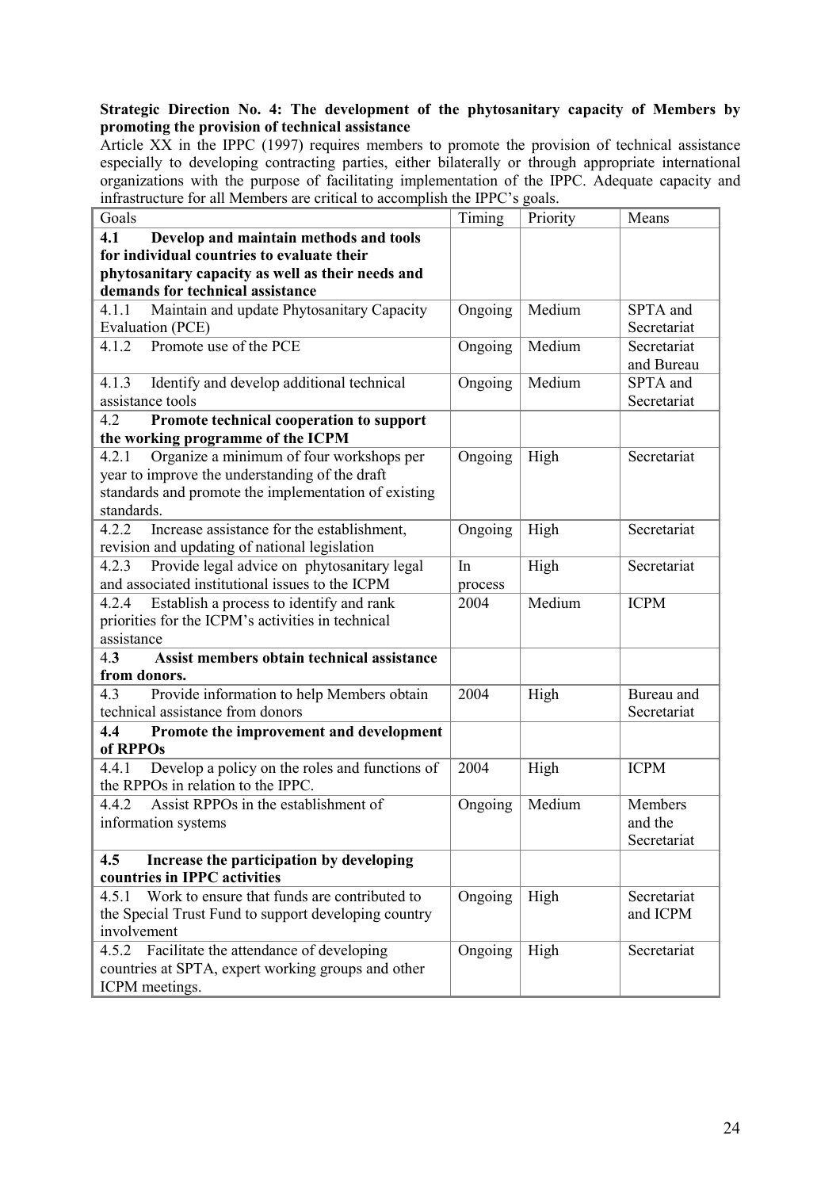**Strategic Direction No. 4: The development of the phytosanitary capacity of Members by promoting the provision of technical assistance**

Article XX in the IPPC (1997) requires members to promote the provision of technical assistance especially to developing contracting parties, either bilaterally or through appropriate international organizations with the purpose of facilitating implementation of the IPPC. Adequate capacity and infrastructure for all Members are critical to accomplish the IPPC's goals.

| Goals | Timing | Priority | Means |
|---|---|---|---|
| **4.1 Develop and maintain methods and tools for individual countries to evaluate their phytosanitary capacity as well as their needs and demands for technical assistance** | | | |
| 4.1.1 Maintain and update Phytosanitary Capacity Evaluation (PCE) | Ongoing | Medium | SPTA and Secretariat |
| 4.1.2 Promote use of the PCE | Ongoing | Medium | Secretariat and Bureau |
| 4.1.3 Identify and develop additional technical assistance tools | Ongoing | Medium | SPTA and Secretariat |
| 4.2 **Promote technical cooperation to support the working programme of the ICPM** | | | |
| 4.2.1 Organize a minimum of four workshops per year to improve the understanding of the draft standards and promote the implementation of existing standards. | Ongoing | High | Secretariat |
| 4.2.2 Increase assistance for the establishment, revision and updating of national legislation | Ongoing | High | Secretariat |
| 4.2.3 Provide legal advice on phytosanitary legal and associated institutional issues to the ICPM | In process | High | Secretariat |
| 4.2.4 Establish a process to identify and rank priorities for the ICPM's activities in technical assistance | 2004 | Medium | ICPM |
| 4.**3 Assist members obtain technical assistance from donors.** | | | |
| 4.3 Provide information to help Members obtain technical assistance from donors | 2004 | High | Bureau and Secretariat |
| **4.4 Promote the improvement and development of RPPOs** | | | |
| 4.4.1 Develop a policy on the roles and functions of the RPPOs in relation to the IPPC. | 2004 | High | ICPM |
| 4.4.2 Assist RPPOs in the establishment of information systems | Ongoing | Medium | Members and the Secretariat |
| **4.5 Increase the participation by developing countries in IPPC activities** | | | |
| 4.5.1 Work to ensure that funds are contributed to the Special Trust Fund to support developing country involvement | Ongoing | High | Secretariat and ICPM |
| 4.5.2 Facilitate the attendance of developing countries at SPTA, expert working groups and other ICPM meetings. | Ongoing | High | Secretariat |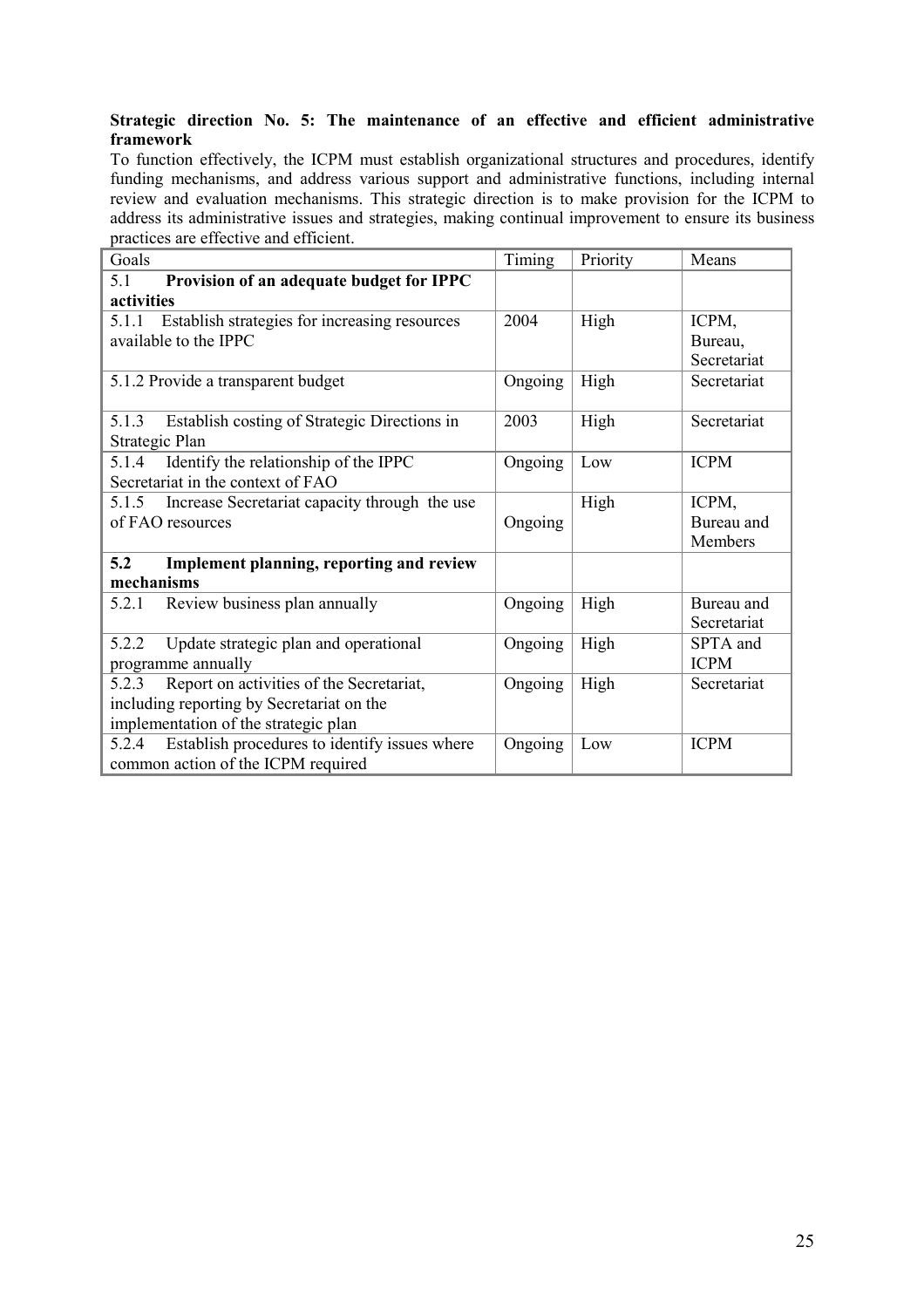**Strategic direction No. 5: The maintenance of an effective and efficient administrative framework**

To function effectively, the ICPM must establish organizational structures and procedures, identify funding mechanisms, and address various support and administrative functions, including internal review and evaluation mechanisms. This strategic direction is to make provision for the ICPM to address its administrative issues and strategies, making continual improvement to ensure its business practices are effective and efficient.

| Goals | Timing | Priority | Means |
|---|---|---|---|
| 5.1 **Provision of an adequate budget for IPPC activities** | | | |
| 5.1.1 Establish strategies for increasing resources available to the IPPC | 2004 | High | ICPM, Bureau, Secretariat |
| 5.1.2 Provide a transparent budget | Ongoing | High | Secretariat |
| 5.1.3 Establish costing of Strategic Directions in Strategic Plan | 2003 | High | Secretariat |
| 5.1.4 Identify the relationship of the IPPC Secretariat in the context of FAO | Ongoing | Low | ICPM |
| 5.1.5 Increase Secretariat capacity through the use of FAO resources | Ongoing | High | ICPM, Bureau and Members |
| **5.2 Implement planning, reporting and review mechanisms** | | | |
| 5.2.1 Review business plan annually | Ongoing | High | Bureau and Secretariat |
| 5.2.2 Update strategic plan and operational programme annually | Ongoing | High | SPTA and ICPM |
| 5.2.3 Report on activities of the Secretariat, including reporting by Secretariat on the implementation of the strategic plan | Ongoing | High | Secretariat |
| 5.2.4 Establish procedures to identify issues where common action of the ICPM required | Ongoing | Low | ICPM |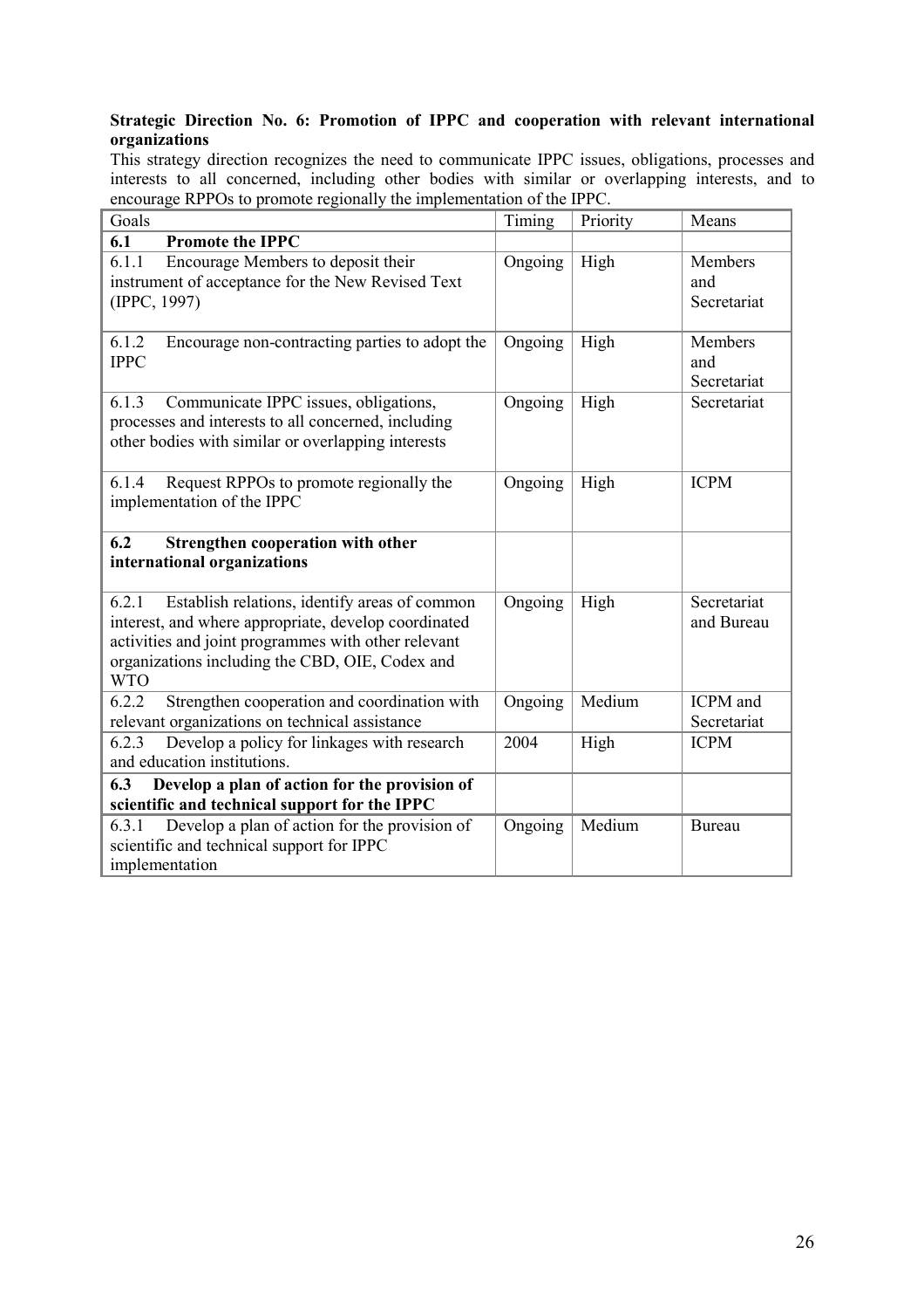**Strategic Direction No. 6: Promotion of IPPC and cooperation with relevant international organizations**

This strategy direction recognizes the need to communicate IPPC issues, obligations, processes and interests to all concerned, including other bodies with similar or overlapping interests, and to encourage RPPOs to promote regionally the implementation of the IPPC.

| Goals | Timing | Priority | Means |
|---|---|---|---|
| **6.1 Promote the IPPC** | | | |
| 6.1.1 Encourage Members to deposit their instrument of acceptance for the New Revised Text (IPPC, 1997) | Ongoing | High | Members and Secretariat |
| 6.1.2 Encourage non-contracting parties to adopt the IPPC | Ongoing | High | Members and Secretariat |
| 6.1.3 Communicate IPPC issues, obligations, processes and interests to all concerned, including other bodies with similar or overlapping interests | Ongoing | High | Secretariat |
| 6.1.4 Request RPPOs to promote regionally the implementation of the IPPC | Ongoing | High | ICPM |
| **6.2 Strengthen cooperation with other international organizations** | | | |
| 6.2.1 Establish relations, identify areas of common interest, and where appropriate, develop coordinated activities and joint programmes with other relevant organizations including the CBD, OIE, Codex and WTO | Ongoing | High | Secretariat and Bureau |
| 6.2.2 Strengthen cooperation and coordination with relevant organizations on technical assistance | Ongoing | Medium | ICPM and Secretariat |
| 6.2.3 Develop a policy for linkages with research and education institutions. | 2004 | High | ICPM |
| **6.3 Develop a plan of action for the provision of scientific and technical support for the IPPC** | | | |
| 6.3.1 Develop a plan of action for the provision of scientific and technical support for IPPC implementation | Ongoing | Medium | Bureau |